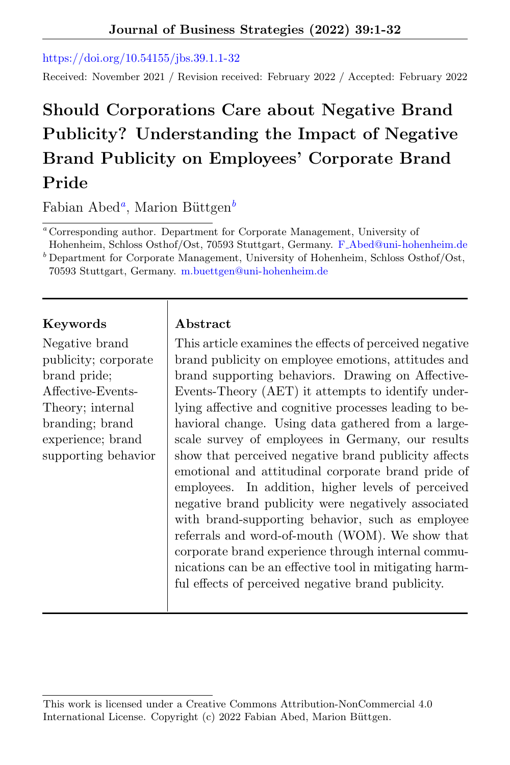https://doi.org/10.54155/jbs.39.1.1-32

Received: November 2021 / Revision received: February 2022 / Accepted: February 2022

# Should Corporations Care about Negative Brand Publicity? Understanding the Impact of Negative Brand Publicity on Employees' Corporate Brand Pride

Fabian Abed[a], Marion Büttgen[b]

[a] Corresponding author. Department for Corporate Management, University of Hohenheim, Schloss Osthof/Ost, 70593 Stuttgart, Germany. F_Abed@uni-hohenheim.de

[b] Department for Corporate Management, University of Hohenheim, Schloss Osthof/Ost, 70593 Stuttgart, Germany. m.buettgen@uni-hohenheim.de

**Keywords**

Negative brand publicity; corporate brand pride; Affective-Events-Theory; internal branding; brand experience; brand supporting behavior

**Abstract**

This article examines the effects of perceived negative brand publicity on employee emotions, attitudes and brand supporting behaviors. Drawing on Affective-Events-Theory (AET) it attempts to identify underlying affective and cognitive processes leading to behavioral change. Using data gathered from a large-scale survey of employees in Germany, our results show that perceived negative brand publicity affects emotional and attitudinal corporate brand pride of employees. In addition, higher levels of perceived negative brand publicity were negatively associated with brand-supporting behavior, such as employee referrals and word-of-mouth (WOM). We show that corporate brand experience through internal communications can be an effective tool in mitigating harmful effects of perceived negative brand publicity.

This work is licensed under a Creative Commons Attribution-NonCommercial 4.0 International License. Copyright (c) 2022 Fabian Abed, Marion Büttgen.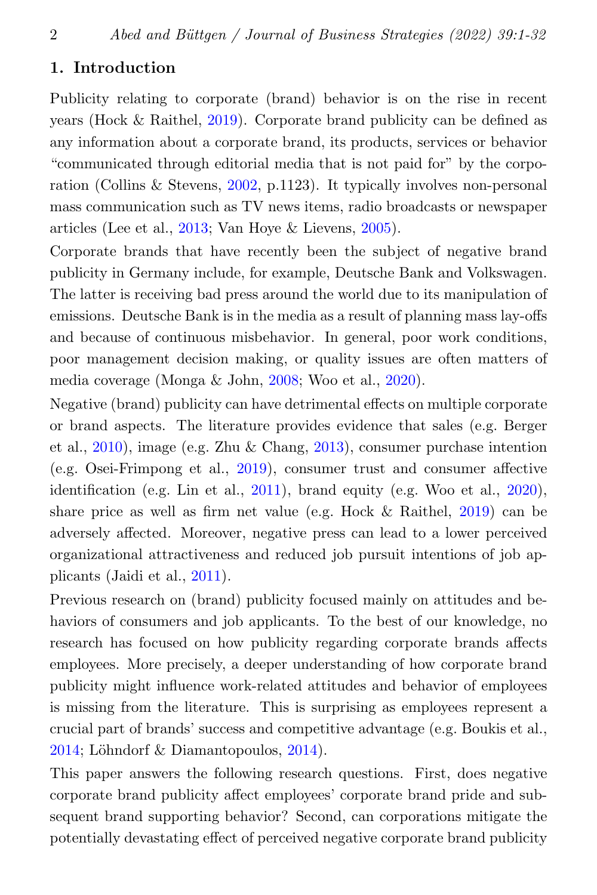## 1. Introduction

Publicity relating to corporate (brand) behavior is on the rise in recent years (Hock & Raithel, 2019). Corporate brand publicity can be defined as any information about a corporate brand, its products, services or behavior "communicated through editorial media that is not paid for" by the corporation (Collins & Stevens, 2002, p.1123). It typically involves non-personal mass communication such as TV news items, radio broadcasts or newspaper articles (Lee et al., 2013; Van Hoye & Lievens, 2005).

Corporate brands that have recently been the subject of negative brand publicity in Germany include, for example, Deutsche Bank and Volkswagen. The latter is receiving bad press around the world due to its manipulation of emissions. Deutsche Bank is in the media as a result of planning mass lay-offs and because of continuous misbehavior. In general, poor work conditions, poor management decision making, or quality issues are often matters of media coverage (Monga & John, 2008; Woo et al., 2020).

Negative (brand) publicity can have detrimental effects on multiple corporate or brand aspects. The literature provides evidence that sales (e.g. Berger et al., 2010), image (e.g. Zhu & Chang, 2013), consumer purchase intention (e.g. Osei-Frimpong et al., 2019), consumer trust and consumer affective identification (e.g. Lin et al., 2011), brand equity (e.g. Woo et al., 2020), share price as well as firm net value (e.g. Hock & Raithel, 2019) can be adversely affected. Moreover, negative press can lead to a lower perceived organizational attractiveness and reduced job pursuit intentions of job applicants (Jaidi et al., 2011).

Previous research on (brand) publicity focused mainly on attitudes and behaviors of consumers and job applicants. To the best of our knowledge, no research has focused on how publicity regarding corporate brands affects employees. More precisely, a deeper understanding of how corporate brand publicity might influence work-related attitudes and behavior of employees is missing from the literature. This is surprising as employees represent a crucial part of brands' success and competitive advantage (e.g. Boukis et al., 2014; Löhndorf & Diamantopoulos, 2014).

This paper answers the following research questions. First, does negative corporate brand publicity affect employees' corporate brand pride and subsequent brand supporting behavior? Second, can corporations mitigate the potentially devastating effect of perceived negative corporate brand publicity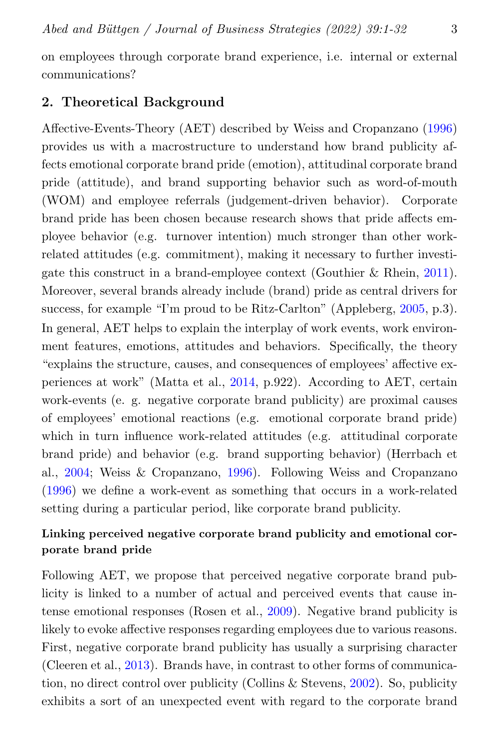on employees through corporate brand experience, i.e. internal or external communications?

## 2. Theoretical Background

Affective-Events-Theory (AET) described by Weiss and Cropanzano (1996) provides us with a macrostructure to understand how brand publicity affects emotional corporate brand pride (emotion), attitudinal corporate brand pride (attitude), and brand supporting behavior such as word-of-mouth (WOM) and employee referrals (judgement-driven behavior). Corporate brand pride has been chosen because research shows that pride affects employee behavior (e.g. turnover intention) much stronger than other work-related attitudes (e.g. commitment), making it necessary to further investigate this construct in a brand-employee context (Gouthier & Rhein, 2011). Moreover, several brands already include (brand) pride as central drivers for success, for example "I'm proud to be Ritz-Carlton" (Appleberg, 2005, p.3). In general, AET helps to explain the interplay of work events, work environment features, emotions, attitudes and behaviors. Specifically, the theory "explains the structure, causes, and consequences of employees' affective experiences at work" (Matta et al., 2014, p.922). According to AET, certain work-events (e. g. negative corporate brand publicity) are proximal causes of employees' emotional reactions (e.g. emotional corporate brand pride) which in turn influence work-related attitudes (e.g. attitudinal corporate brand pride) and behavior (e.g. brand supporting behavior) (Herrbach et al., 2004; Weiss & Cropanzano, 1996). Following Weiss and Cropanzano (1996) we define a work-event as something that occurs in a work-related setting during a particular period, like corporate brand publicity.

### Linking perceived negative corporate brand publicity and emotional corporate brand pride

Following AET, we propose that perceived negative corporate brand publicity is linked to a number of actual and perceived events that cause intense emotional responses (Rosen et al., 2009). Negative brand publicity is likely to evoke affective responses regarding employees due to various reasons. First, negative corporate brand publicity has usually a surprising character (Cleeren et al., 2013). Brands have, in contrast to other forms of communication, no direct control over publicity (Collins & Stevens, 2002). So, publicity exhibits a sort of an unexpected event with regard to the corporate brand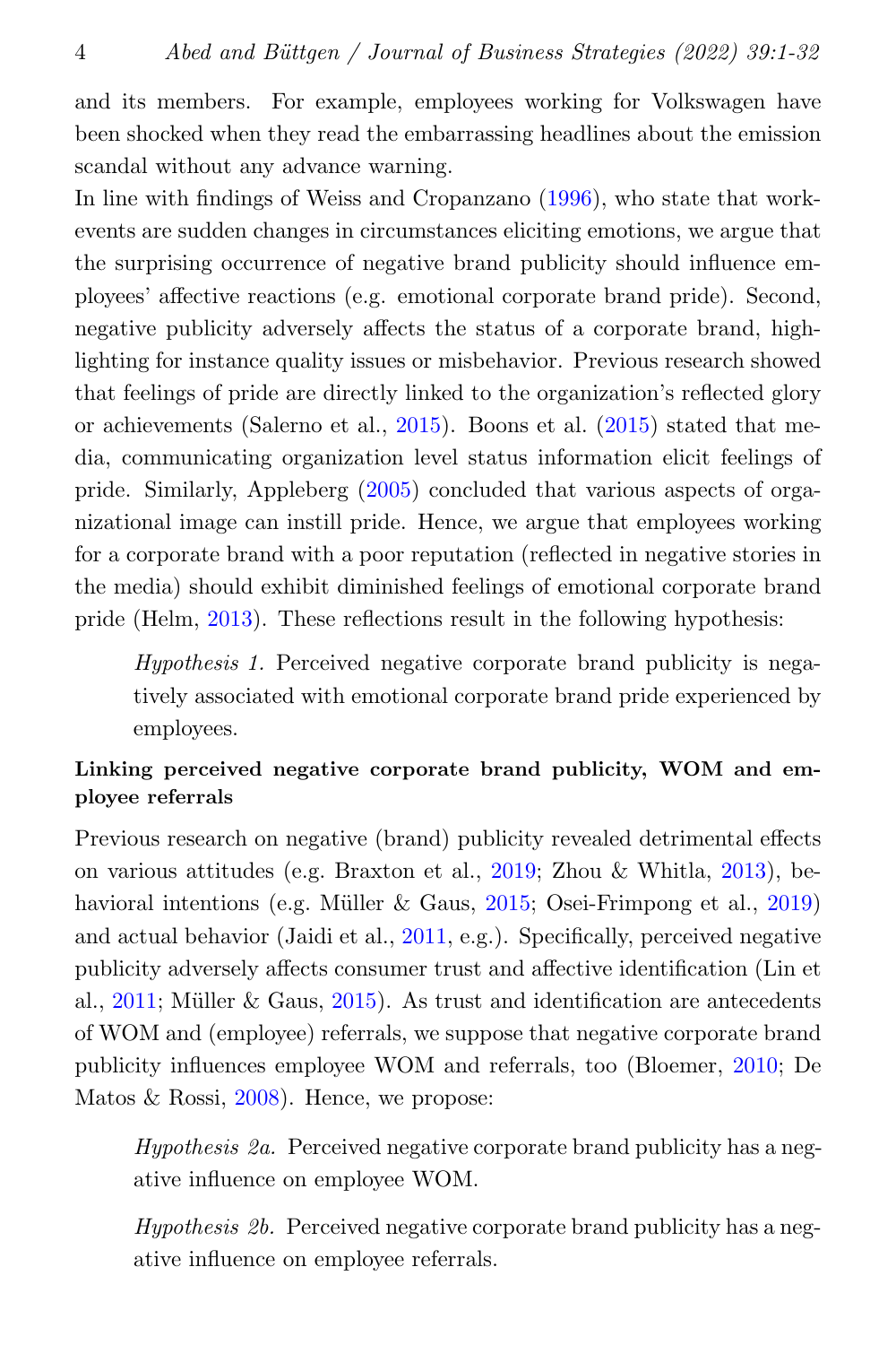and its members. For example, employees working for Volkswagen have been shocked when they read the embarrassing headlines about the emission scandal without any advance warning.

In line with findings of Weiss and Cropanzano (1996), who state that work-events are sudden changes in circumstances eliciting emotions, we argue that the surprising occurrence of negative brand publicity should influence employees' affective reactions (e.g. emotional corporate brand pride). Second, negative publicity adversely affects the status of a corporate brand, highlighting for instance quality issues or misbehavior. Previous research showed that feelings of pride are directly linked to the organization's reflected glory or achievements (Salerno et al., 2015). Boons et al. (2015) stated that media, communicating organization level status information elicit feelings of pride. Similarly, Appleberg (2005) concluded that various aspects of organizational image can instill pride. Hence, we argue that employees working for a corporate brand with a poor reputation (reflected in negative stories in the media) should exhibit diminished feelings of emotional corporate brand pride (Helm, 2013). These reflections result in the following hypothesis:

> *Hypothesis 1.* Perceived negative corporate brand publicity is negatively associated with emotional corporate brand pride experienced by employees.

**Linking perceived negative corporate brand publicity, WOM and employee referrals**

Previous research on negative (brand) publicity revealed detrimental effects on various attitudes (e.g. Braxton et al., 2019; Zhou & Whitla, 2013), behavioral intentions (e.g. Müller & Gaus, 2015; Osei-Frimpong et al., 2019) and actual behavior (Jaidi et al., 2011, e.g.). Specifically, perceived negative publicity adversely affects consumer trust and affective identification (Lin et al., 2011; Müller & Gaus, 2015). As trust and identification are antecedents of WOM and (employee) referrals, we suppose that negative corporate brand publicity influences employee WOM and referrals, too (Bloemer, 2010; De Matos & Rossi, 2008). Hence, we propose:

> *Hypothesis 2a.* Perceived negative corporate brand publicity has a negative influence on employee WOM.

> *Hypothesis 2b.* Perceived negative corporate brand publicity has a negative influence on employee referrals.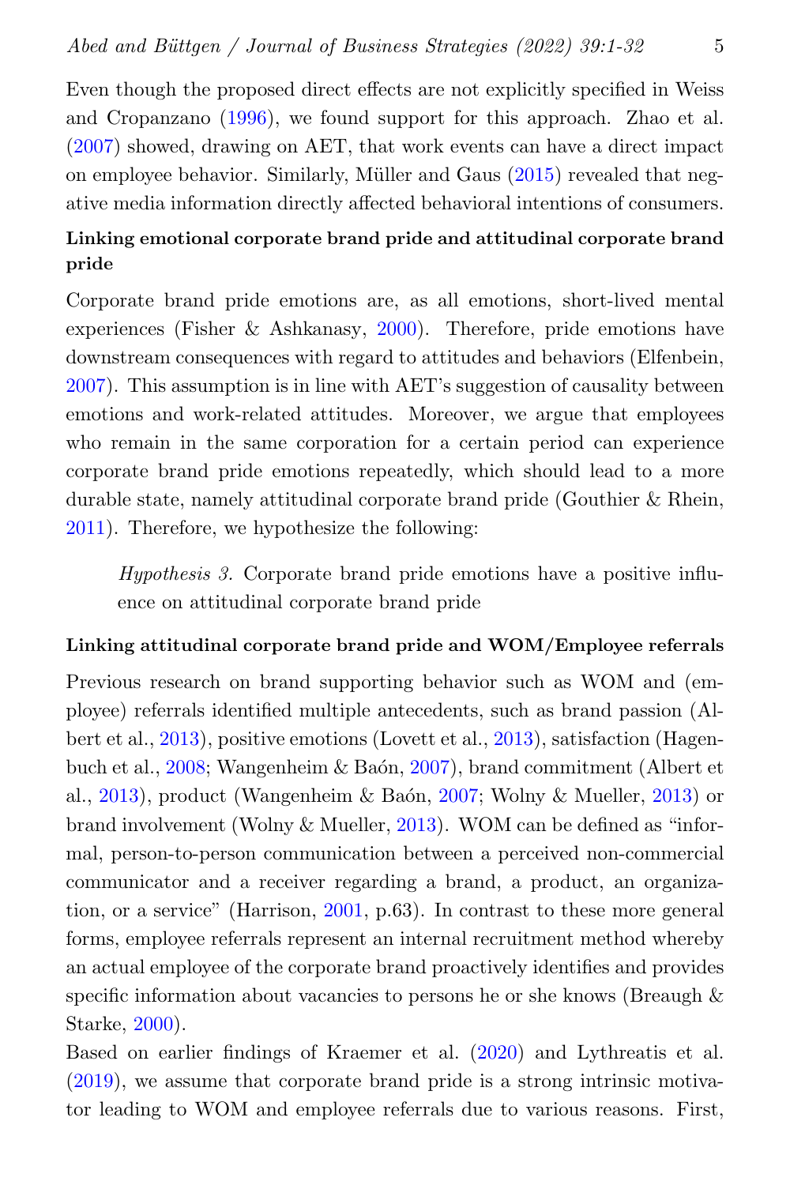Even though the proposed direct effects are not explicitly specified in Weiss and Cropanzano (1996), we found support for this approach. Zhao et al. (2007) showed, drawing on AET, that work events can have a direct impact on employee behavior. Similarly, Müller and Gaus (2015) revealed that negative media information directly affected behavioral intentions of consumers.

**Linking emotional corporate brand pride and attitudinal corporate brand pride**

Corporate brand pride emotions are, as all emotions, short-lived mental experiences (Fisher & Ashkanasy, 2000). Therefore, pride emotions have downstream consequences with regard to attitudes and behaviors (Elfenbein, 2007). This assumption is in line with AET's suggestion of causality between emotions and work-related attitudes. Moreover, we argue that employees who remain in the same corporation for a certain period can experience corporate brand pride emotions repeatedly, which should lead to a more durable state, namely attitudinal corporate brand pride (Gouthier & Rhein, 2011). Therefore, we hypothesize the following:

> *Hypothesis 3.* Corporate brand pride emotions have a positive influence on attitudinal corporate brand pride

**Linking attitudinal corporate brand pride and WOM/Employee referrals**

Previous research on brand supporting behavior such as WOM and (employee) referrals identified multiple antecedents, such as brand passion (Albert et al., 2013), positive emotions (Lovett et al., 2013), satisfaction (Hagenbuch et al., 2008; Wangenheim & Baón, 2007), brand commitment (Albert et al., 2013), product (Wangenheim & Baón, 2007; Wolny & Mueller, 2013) or brand involvement (Wolny & Mueller, 2013). WOM can be defined as "informal, person-to-person communication between a perceived non-commercial communicator and a receiver regarding a brand, a product, an organization, or a service" (Harrison, 2001, p.63). In contrast to these more general forms, employee referrals represent an internal recruitment method whereby an actual employee of the corporate brand proactively identifies and provides specific information about vacancies to persons he or she knows (Breaugh & Starke, 2000).

Based on earlier findings of Kraemer et al. (2020) and Lythreatis et al. (2019), we assume that corporate brand pride is a strong intrinsic motivator leading to WOM and employee referrals due to various reasons. First,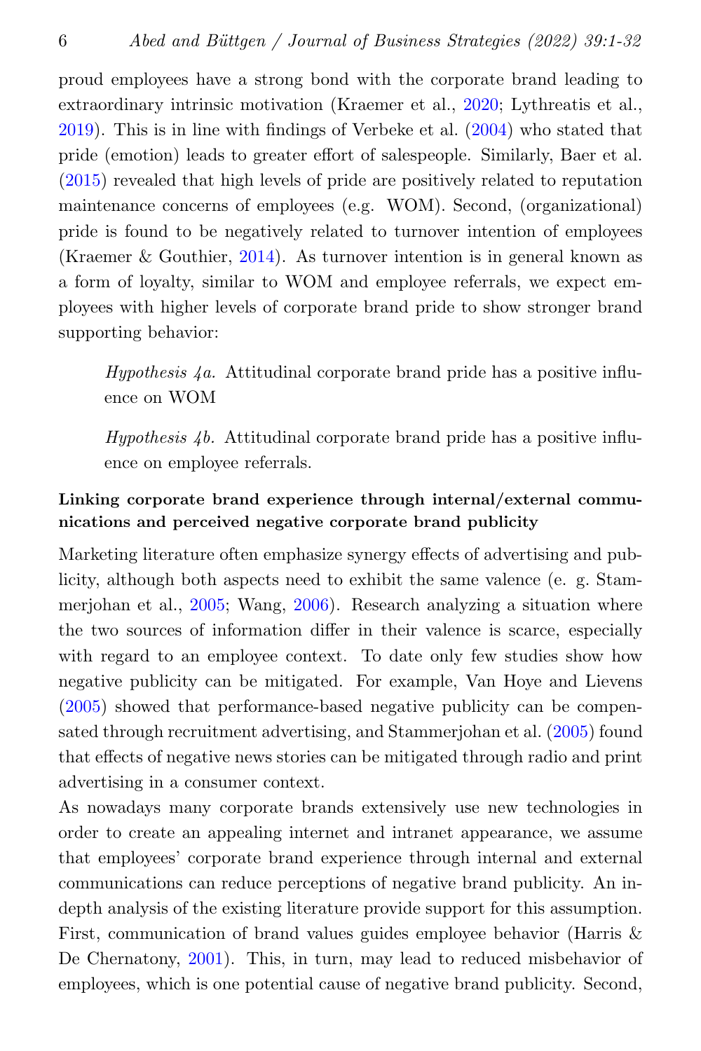proud employees have a strong bond with the corporate brand leading to extraordinary intrinsic motivation (Kraemer et al., 2020; Lythreatis et al., 2019). This is in line with findings of Verbeke et al. (2004) who stated that pride (emotion) leads to greater effort of salespeople. Similarly, Baer et al. (2015) revealed that high levels of pride are positively related to reputation maintenance concerns of employees (e.g. WOM). Second, (organizational) pride is found to be negatively related to turnover intention of employees (Kraemer & Gouthier, 2014). As turnover intention is in general known as a form of loyalty, similar to WOM and employee referrals, we expect employees with higher levels of corporate brand pride to show stronger brand supporting behavior:

> *Hypothesis 4a.* Attitudinal corporate brand pride has a positive influence on WOM

> *Hypothesis 4b.* Attitudinal corporate brand pride has a positive influence on employee referrals.

**Linking corporate brand experience through internal/external communications and perceived negative corporate brand publicity**

Marketing literature often emphasize synergy effects of advertising and publicity, although both aspects need to exhibit the same valence (e. g. Stammerjohan et al., 2005; Wang, 2006). Research analyzing a situation where the two sources of information differ in their valence is scarce, especially with regard to an employee context. To date only few studies show how negative publicity can be mitigated. For example, Van Hoye and Lievens (2005) showed that performance-based negative publicity can be compensated through recruitment advertising, and Stammerjohan et al. (2005) found that effects of negative news stories can be mitigated through radio and print advertising in a consumer context.

As nowadays many corporate brands extensively use new technologies in order to create an appealing internet and intranet appearance, we assume that employees' corporate brand experience through internal and external communications can reduce perceptions of negative brand publicity. An in-depth analysis of the existing literature provide support for this assumption. First, communication of brand values guides employee behavior (Harris & De Chernatony, 2001). This, in turn, may lead to reduced misbehavior of employees, which is one potential cause of negative brand publicity. Second,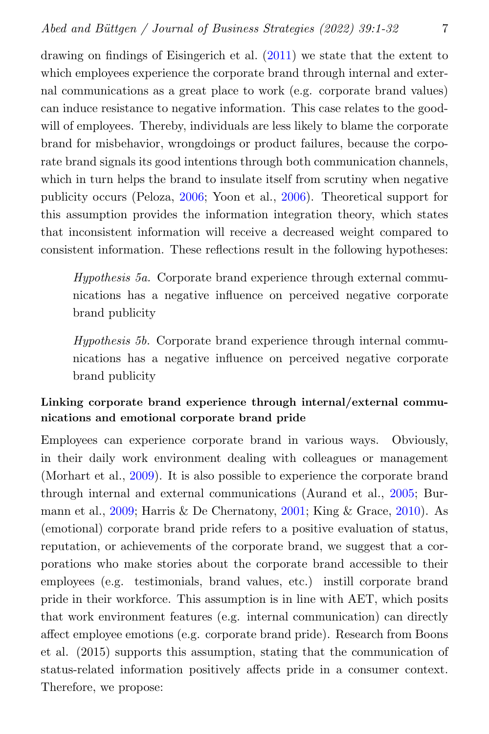drawing on findings of Eisingerich et al. (2011) we state that the extent to which employees experience the corporate brand through internal and external communications as a great place to work (e.g. corporate brand values) can induce resistance to negative information. This case relates to the goodwill of employees. Thereby, individuals are less likely to blame the corporate brand for misbehavior, wrongdoings or product failures, because the corporate brand signals its good intentions through both communication channels, which in turn helps the brand to insulate itself from scrutiny when negative publicity occurs (Peloza, 2006; Yoon et al., 2006). Theoretical support for this assumption provides the information integration theory, which states that inconsistent information will receive a decreased weight compared to consistent information. These reflections result in the following hypotheses:

> *Hypothesis 5a.* Corporate brand experience through external communications has a negative influence on perceived negative corporate brand publicity

> *Hypothesis 5b.* Corporate brand experience through internal communications has a negative influence on perceived negative corporate brand publicity

**Linking corporate brand experience through internal/external communications and emotional corporate brand pride**

Employees can experience corporate brand in various ways. Obviously, in their daily work environment dealing with colleagues or management (Morhart et al., 2009). It is also possible to experience the corporate brand through internal and external communications (Aurand et al., 2005; Burmann et al., 2009; Harris & De Chernatony, 2001; King & Grace, 2010). As (emotional) corporate brand pride refers to a positive evaluation of status, reputation, or achievements of the corporate brand, we suggest that a corporations who make stories about the corporate brand accessible to their employees (e.g. testimonials, brand values, etc.) instill corporate brand pride in their workforce. This assumption is in line with AET, which posits that work environment features (e.g. internal communication) can directly affect employee emotions (e.g. corporate brand pride). Research from Boons et al. (2015) supports this assumption, stating that the communication of status-related information positively affects pride in a consumer context. Therefore, we propose: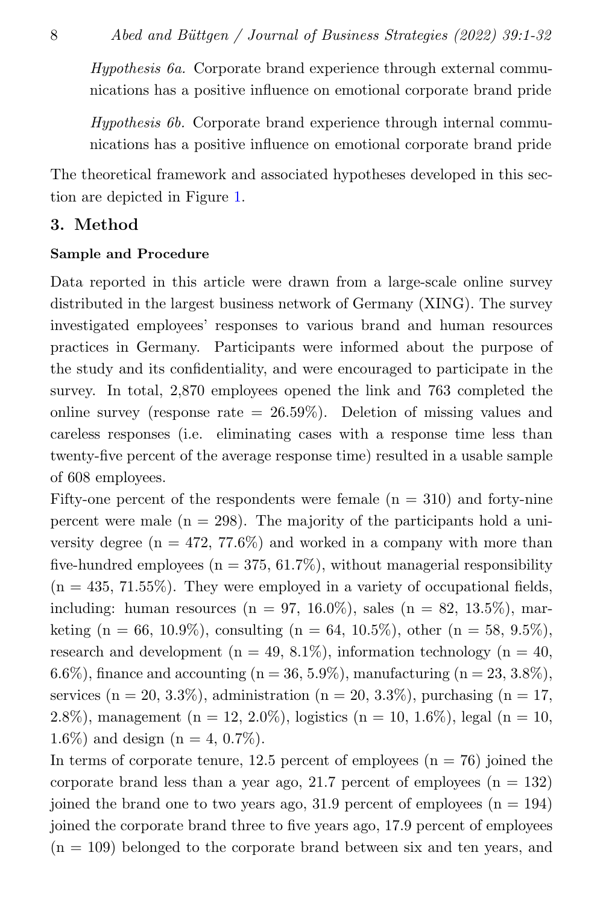*Hypothesis 6a.* Corporate brand experience through external communications has a positive influence on emotional corporate brand pride

*Hypothesis 6b.* Corporate brand experience through internal communications has a positive influence on emotional corporate brand pride

The theoretical framework and associated hypotheses developed in this section are depicted in Figure 1.

## 3. Method

### Sample and Procedure

Data reported in this article were drawn from a large-scale online survey distributed in the largest business network of Germany (XING). The survey investigated employees' responses to various brand and human resources practices in Germany. Participants were informed about the purpose of the study and its confidentiality, and were encouraged to participate in the survey. In total, 2,870 employees opened the link and 763 completed the online survey (response rate = 26.59%). Deletion of missing values and careless responses (i.e. eliminating cases with a response time less than twenty-five percent of the average response time) resulted in a usable sample of 608 employees.

Fifty-one percent of the respondents were female (n = 310) and forty-nine percent were male (n = 298). The majority of the participants hold a university degree (n = 472, 77.6%) and worked in a company with more than five-hundred employees (n = 375, 61.7%), without managerial responsibility (n = 435, 71.55%). They were employed in a variety of occupational fields, including: human resources (n = 97, 16.0%), sales (n = 82, 13.5%), marketing (n = 66, 10.9%), consulting (n = 64, 10.5%), other (n = 58, 9.5%), research and development (n = 49, 8.1%), information technology (n = 40, 6.6%), finance and accounting (n = 36, 5.9%), manufacturing (n = 23, 3.8%), services (n = 20, 3.3%), administration (n = 20, 3.3%), purchasing (n = 17, 2.8%), management (n = 12, 2.0%), logistics (n = 10, 1.6%), legal (n = 10, 1.6%) and design (n = 4, 0.7%).

In terms of corporate tenure, 12.5 percent of employees (n = 76) joined the corporate brand less than a year ago, 21.7 percent of employees (n = 132) joined the brand one to two years ago, 31.9 percent of employees (n = 194) joined the corporate brand three to five years ago, 17.9 percent of employees (n = 109) belonged to the corporate brand between six and ten years, and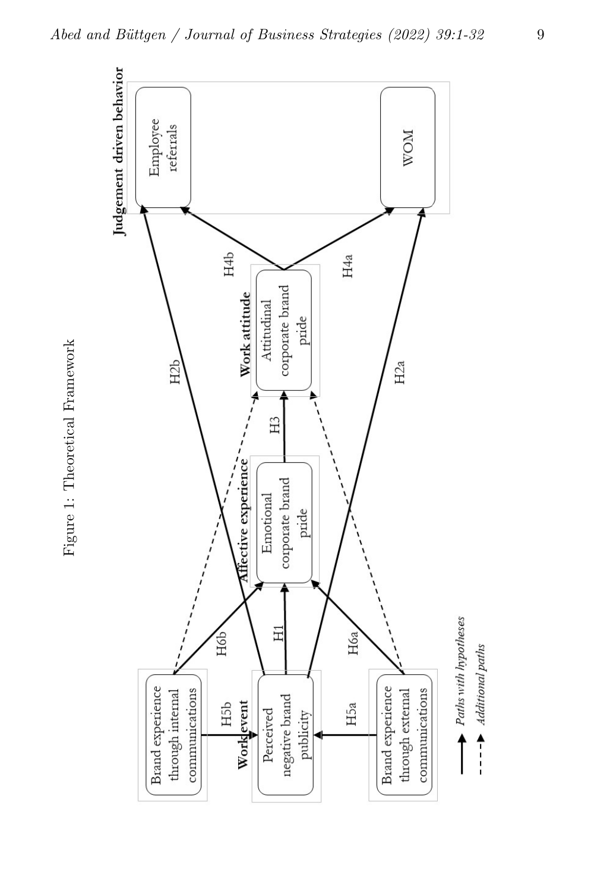Figure 1: Theoretical Framework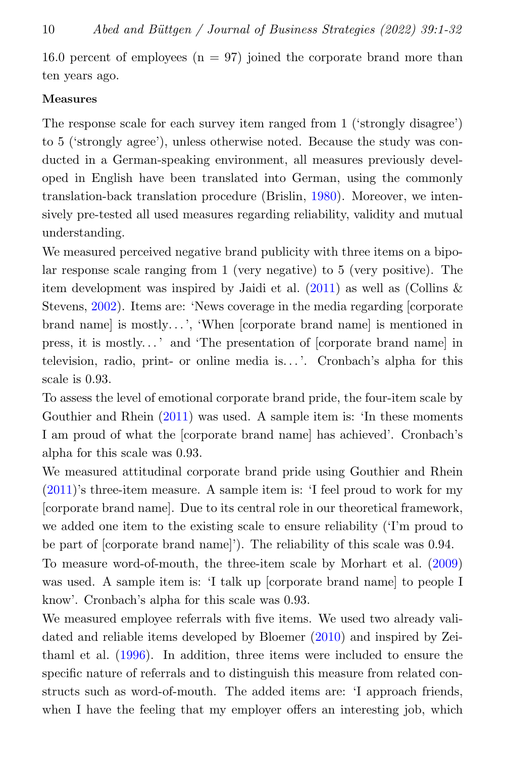16.0 percent of employees (n = 97) joined the corporate brand more than ten years ago.

**Measures**

The response scale for each survey item ranged from 1 ('strongly disagree') to 5 ('strongly agree'), unless otherwise noted. Because the study was conducted in a German-speaking environment, all measures previously developed in English have been translated into German, using the commonly translation-back translation procedure (Brislin, 1980). Moreover, we intensively pre-tested all used measures regarding reliability, validity and mutual understanding.

We measured perceived negative brand publicity with three items on a bipolar response scale ranging from 1 (very negative) to 5 (very positive). The item development was inspired by Jaidi et al. (2011) as well as (Collins & Stevens, 2002). Items are: 'News coverage in the media regarding [corporate brand name] is mostly…', 'When [corporate brand name] is mentioned in press, it is mostly…' and 'The presentation of [corporate brand name] in television, radio, print- or online media is…'. Cronbach's alpha for this scale is 0.93.

To assess the level of emotional corporate brand pride, the four-item scale by Gouthier and Rhein (2011) was used. A sample item is: 'In these moments I am proud of what the [corporate brand name] has achieved'. Cronbach's alpha for this scale was 0.93.

We measured attitudinal corporate brand pride using Gouthier and Rhein (2011)'s three-item measure. A sample item is: 'I feel proud to work for my [corporate brand name]. Due to its central role in our theoretical framework, we added one item to the existing scale to ensure reliability ('I'm proud to be part of [corporate brand name]'). The reliability of this scale was 0.94.

To measure word-of-mouth, the three-item scale by Morhart et al. (2009) was used. A sample item is: 'I talk up [corporate brand name] to people I know'. Cronbach's alpha for this scale was 0.93.

We measured employee referrals with five items. We used two already validated and reliable items developed by Bloemer (2010) and inspired by Zeithaml et al. (1996). In addition, three items were included to ensure the specific nature of referrals and to distinguish this measure from related constructs such as word-of-mouth. The added items are: 'I approach friends, when I have the feeling that my employer offers an interesting job, which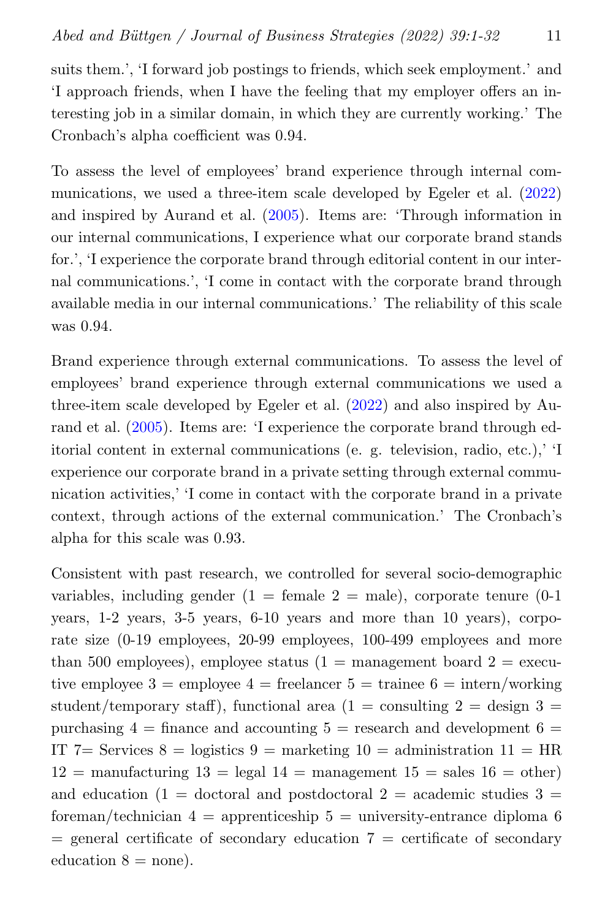suits them.', 'I forward job postings to friends, which seek employment.' and 'I approach friends, when I have the feeling that my employer offers an interesting job in a similar domain, in which they are currently working.' The Cronbach's alpha coefficient was 0.94.

To assess the level of employees' brand experience through internal communications, we used a three-item scale developed by Egeler et al. (2022) and inspired by Aurand et al. (2005). Items are: 'Through information in our internal communications, I experience what our corporate brand stands for.', 'I experience the corporate brand through editorial content in our internal communications.', 'I come in contact with the corporate brand through available media in our internal communications.' The reliability of this scale was 0.94.

Brand experience through external communications. To assess the level of employees' brand experience through external communications we used a three-item scale developed by Egeler et al. (2022) and also inspired by Aurand et al. (2005). Items are: 'I experience the corporate brand through editorial content in external communications (e. g. television, radio, etc.),' 'I experience our corporate brand in a private setting through external communication activities,' 'I come in contact with the corporate brand in a private context, through actions of the external communication.' The Cronbach's alpha for this scale was 0.93.

Consistent with past research, we controlled for several socio-demographic variables, including gender (1 = female 2 = male), corporate tenure (0-1 years, 1-2 years, 3-5 years, 6-10 years and more than 10 years), corporate size (0-19 employees, 20-99 employees, 100-499 employees and more than 500 employees), employee status (1 = management board 2 = executive employee 3 = employee 4 = freelancer 5 = trainee 6 = intern/working student/temporary staff), functional area (1 = consulting 2 = design 3 = purchasing 4 = finance and accounting 5 = research and development 6 = IT 7= Services 8 = logistics 9 = marketing 10 = administration 11 = HR 12 = manufacturing 13 = legal 14 = management 15 = sales 16 = other) and education (1 = doctoral and postdoctoral 2 = academic studies 3 = foreman/technician 4 = apprenticeship 5 = university-entrance diploma 6 = general certificate of secondary education 7 = certificate of secondary education 8 = none).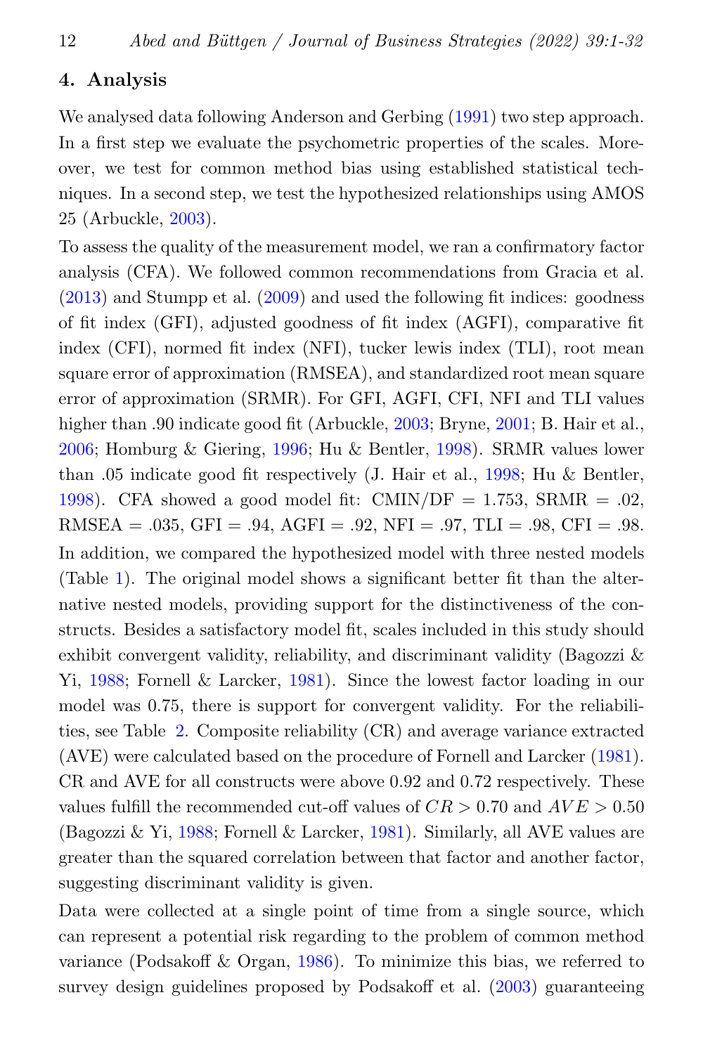## 4. Analysis

We analysed data following Anderson and Gerbing (1991) two step approach. In a first step we evaluate the psychometric properties of the scales. Moreover, we test for common method bias using established statistical techniques. In a second step, we test the hypothesized relationships using AMOS 25 (Arbuckle, 2003).

To assess the quality of the measurement model, we ran a confirmatory factor analysis (CFA). We followed common recommendations from Gracia et al. (2013) and Stumpp et al. (2009) and used the following fit indices: goodness of fit index (GFI), adjusted goodness of fit index (AGFI), comparative fit index (CFI), normed fit index (NFI), tucker lewis index (TLI), root mean square error of approximation (RMSEA), and standardized root mean square error of approximation (SRMR). For GFI, AGFI, CFI, NFI and TLI values higher than .90 indicate good fit (Arbuckle, 2003; Bryne, 2001; B. Hair et al., 2006; Homburg & Giering, 1996; Hu & Bentler, 1998). SRMR values lower than .05 indicate good fit respectively (J. Hair et al., 1998; Hu & Bentler, 1998). CFA showed a good model fit: CMIN/DF = 1.753, SRMR = .02, RMSEA = .035, GFI = .94, AGFI = .92, NFI = .97, TLI = .98, CFI = .98. In addition, we compared the hypothesized model with three nested models (Table 1). The original model shows a significant better fit than the alternative nested models, providing support for the distinctiveness of the constructs. Besides a satisfactory model fit, scales included in this study should exhibit convergent validity, reliability, and discriminant validity (Bagozzi & Yi, 1988; Fornell & Larcker, 1981). Since the lowest factor loading in our model was 0.75, there is support for convergent validity. For the reliabilities, see Table 2. Composite reliability (CR) and average variance extracted (AVE) were calculated based on the procedure of Fornell and Larcker (1981). CR and AVE for all constructs were above 0.92 and 0.72 respectively. These values fulfill the recommended cut-off values of $CR > 0.70$ and $AVE > 0.50$ (Bagozzi & Yi, 1988; Fornell & Larcker, 1981). Similarly, all AVE values are greater than the squared correlation between that factor and another factor, suggesting discriminant validity is given.

Data were collected at a single point of time from a single source, which can represent a potential risk regarding to the problem of common method variance (Podsakoff & Organ, 1986). To minimize this bias, we referred to survey design guidelines proposed by Podsakoff et al. (2003) guaranteeing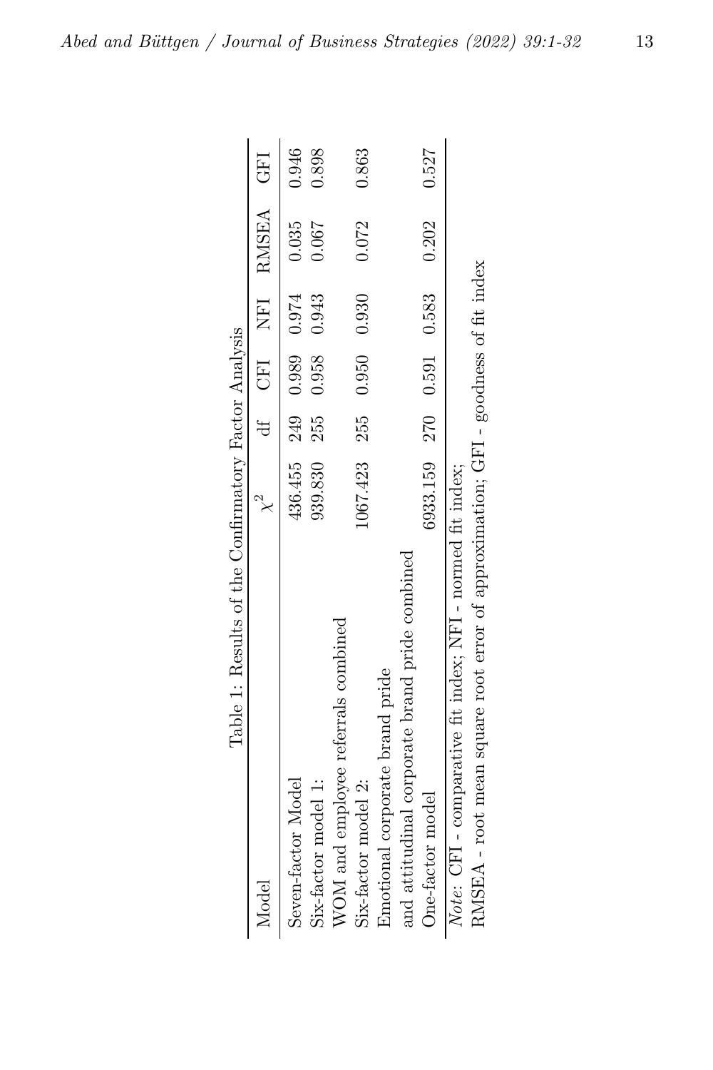Table 1: Results of the Confirmatory Factor Analysis

| Model | $\chi^2$ | df | CFI | NFI | RMSEA | GFI |
|---|---|---|---|---|---|---|
| Seven-factor Model | 436.455 | 249 | 0.989 | 0.974 | 0.035 | 0.946 |
| Six-factor model 1: WOM and employee referrals combined | 939.830 | 255 | 0.958 | 0.943 | 0.067 | 0.898 |
| Six-factor model 2: Emotional corporate brand pride and attitudinal corporate brand pride combined | 1067.423 | 255 | 0.950 | 0.930 | 0.072 | 0.863 |
| One-factor model | 6933.159 | 270 | 0.591 | 0.583 | 0.202 | 0.527 |

*Note*: CFI - comparative fit index; NFI - normed fit index; RMSEA - root mean square root error of approximation; GFI - goodness of fit index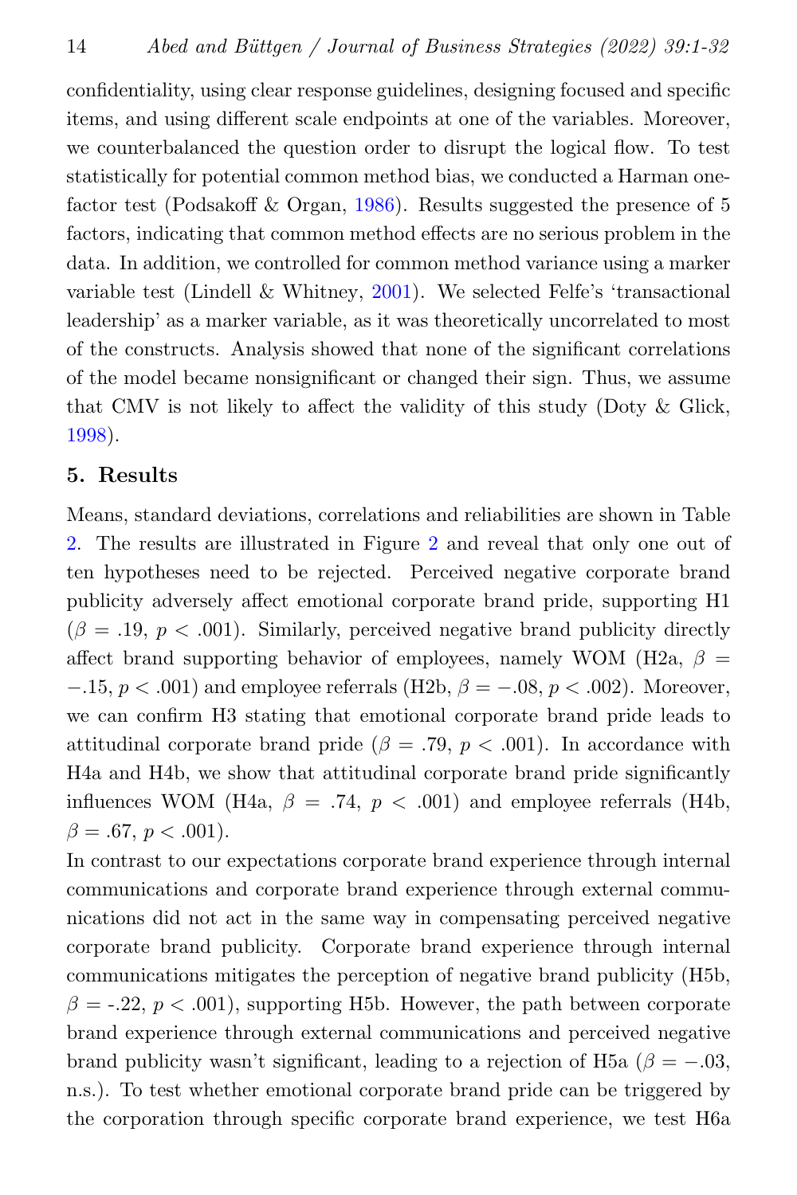confidentiality, using clear response guidelines, designing focused and specific items, and using different scale endpoints at one of the variables. Moreover, we counterbalanced the question order to disrupt the logical flow. To test statistically for potential common method bias, we conducted a Harman one-factor test (Podsakoff & Organ, 1986). Results suggested the presence of 5 factors, indicating that common method effects are no serious problem in the data. In addition, we controlled for common method variance using a marker variable test (Lindell & Whitney, 2001). We selected Felfe's 'transactional leadership' as a marker variable, as it was theoretically uncorrelated to most of the constructs. Analysis showed that none of the significant correlations of the model became nonsignificant or changed their sign. Thus, we assume that CMV is not likely to affect the validity of this study (Doty & Glick, 1998).

## 5. Results

Means, standard deviations, correlations and reliabilities are shown in Table 2. The results are illustrated in Figure 2 and reveal that only one out of ten hypotheses need to be rejected. Perceived negative corporate brand publicity adversely affect emotional corporate brand pride, supporting H1 ($\beta = .19$, $p < .001$). Similarly, perceived negative brand publicity directly affect brand supporting behavior of employees, namely WOM (H2a, $\beta = -.15$, $p < .001$) and employee referrals (H2b, $\beta = -.08$, $p < .002$). Moreover, we can confirm H3 stating that emotional corporate brand pride leads to attitudinal corporate brand pride ($\beta = .79$, $p < .001$). In accordance with H4a and H4b, we show that attitudinal corporate brand pride significantly influences WOM (H4a, $\beta = .74$, $p < .001$) and employee referrals (H4b, $\beta = .67$, $p < .001$).

In contrast to our expectations corporate brand experience through internal communications and corporate brand experience through external communications did not act in the same way in compensating perceived negative corporate brand publicity. Corporate brand experience through internal communications mitigates the perception of negative brand publicity (H5b, $\beta = -.22$, $p < .001$), supporting H5b. However, the path between corporate brand experience through external communications and perceived negative brand publicity wasn't significant, leading to a rejection of H5a ($\beta = -.03$, n.s.). To test whether emotional corporate brand pride can be triggered by the corporation through specific corporate brand experience, we test H6a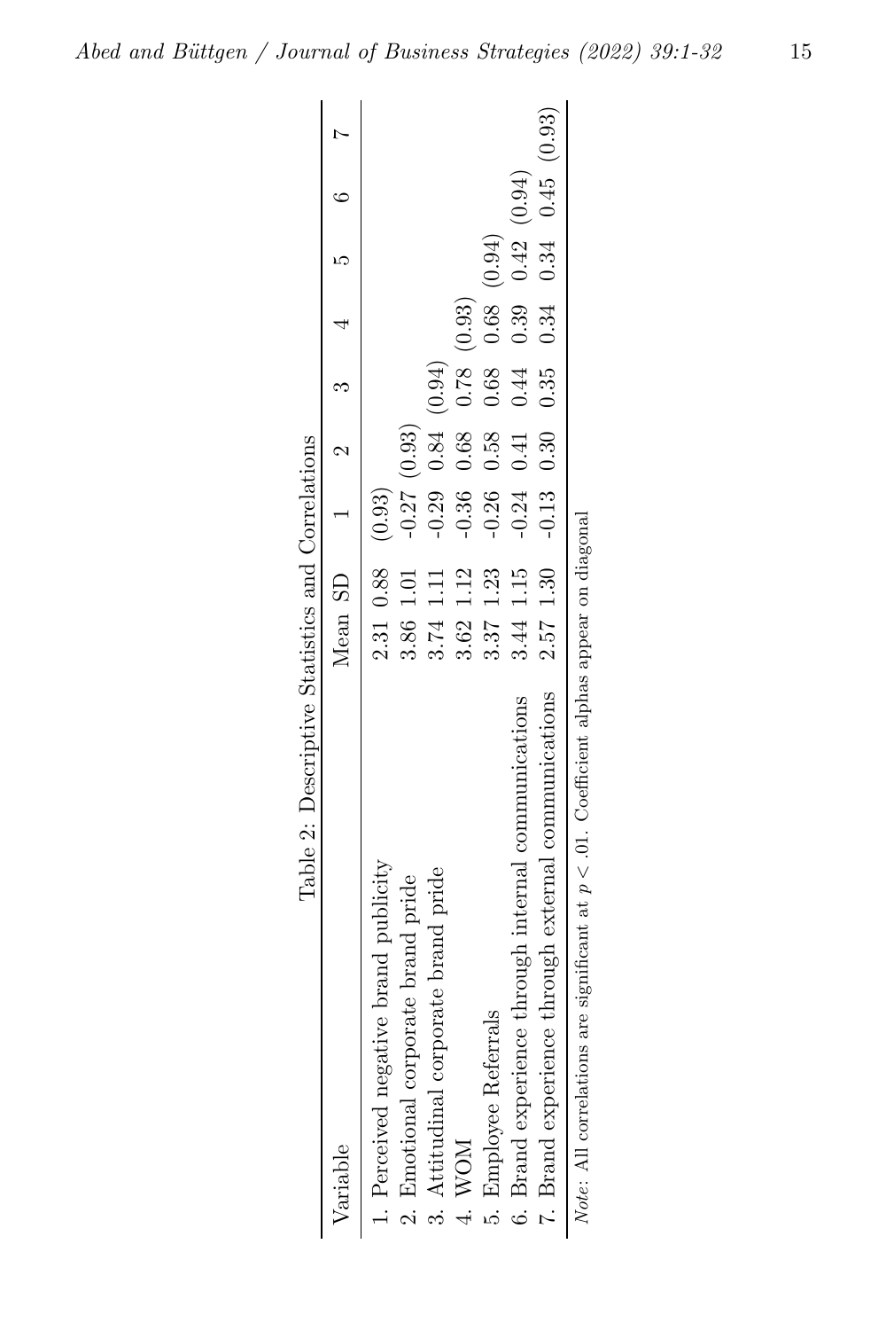Table 2: Descriptive Statistics and Correlations

| Variable | Mean | SD | 1 | 2 | 3 | 4 | 5 | 6 | 7 |
|---|---|---|---|---|---|---|---|---|---|
| 1. Perceived negative brand publicity | 2.31 | 0.88 | (0.93) | | | | | | |
| 2. Emotional corporate brand pride | 3.86 | 1.01 | -0.27 | (0.93) | | | | | |
| 3. Attitudinal corporate brand pride | 3.74 | 1.11 | -0.29 | 0.84 | (0.94) | | | | |
| 4. WOM | 3.62 | 1.12 | -0.36 | 0.68 | 0.78 | (0.93) | | | |
| 5. Employee Referrals | 3.37 | 1.23 | -0.26 | 0.58 | 0.68 | 0.68 | (0.94) | | |
| 6. Brand experience through internal communications | 3.44 | 1.15 | -0.24 | 0.41 | 0.44 | 0.39 | 0.42 | (0.94) | |
| 7. Brand experience through external communications | 2.57 | 1.30 | -0.13 | 0.30 | 0.35 | 0.34 | 0.34 | 0.45 | (0.93) |

*Note*: All correlations are significant at $p < .01$. Coefficient alphas appear on diagonal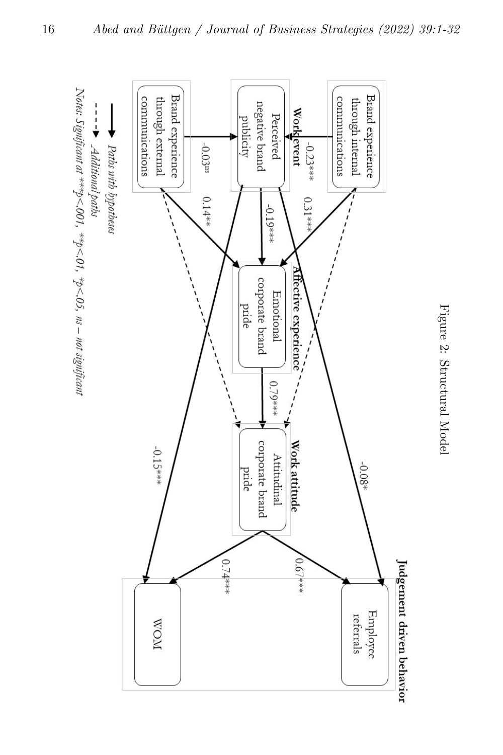Figure 2: Structural Model

**Work event**

Brand experience through internal communications

Perceived negative brand publicity

Brand experience through external communications

**Affective experience**

Emotional corporate brand pride

**Work attitude**

Attitudinal corporate brand pride

**Judgement driven behavior**

Employee referrals

WOM

Brand experience through internal communications → Perceived negative brand publicity: -0.23***

Brand experience through external communications → Perceived negative brand publicity: -0.03[ns]

Brand experience through internal communications → Emotional corporate brand pride: 0.31***

Perceived negative brand publicity → Emotional corporate brand pride: -0.19***

Brand experience through external communications → Emotional corporate brand pride: 0.14**

Emotional corporate brand pride → Attitudinal corporate brand pride: 0.79***

Perceived negative brand publicity → Employee referrals: -0.08*

Perceived negative brand publicity → WOM: -0.15***

Attitudinal corporate brand pride → Employee referrals: 0.67***

Attitudinal corporate brand pride → WOM: 0.74***

→ *Paths with hypotheses*

- - → *Additional paths*

*Notes: Significant at ***p<.001, **p<.01, *p<.05, ns – not significant*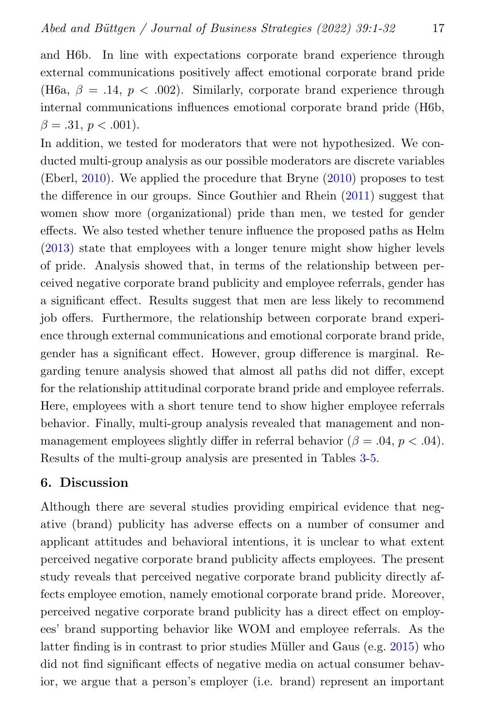and H6b. In line with expectations corporate brand experience through external communications positively affect emotional corporate brand pride (H6a, $\beta = .14$, $p < .002$). Similarly, corporate brand experience through internal communications influences emotional corporate brand pride (H6b, $\beta = .31$, $p < .001$).

In addition, we tested for moderators that were not hypothesized. We conducted multi-group analysis as our possible moderators are discrete variables (Eberl, 2010). We applied the procedure that Bryne (2010) proposes to test the difference in our groups. Since Gouthier and Rhein (2011) suggest that women show more (organizational) pride than men, we tested for gender effects. We also tested whether tenure influence the proposed paths as Helm (2013) state that employees with a longer tenure might show higher levels of pride. Analysis showed that, in terms of the relationship between perceived negative corporate brand publicity and employee referrals, gender has a significant effect. Results suggest that men are less likely to recommend job offers. Furthermore, the relationship between corporate brand experience through external communications and emotional corporate brand pride, gender has a significant effect. However, group difference is marginal. Regarding tenure analysis showed that almost all paths did not differ, except for the relationship attitudinal corporate brand pride and employee referrals. Here, employees with a short tenure tend to show higher employee referrals behavior. Finally, multi-group analysis revealed that management and non-management employees slightly differ in referral behavior ($\beta = .04$, $p < .04$). Results of the multi-group analysis are presented in Tables 3-5.

## 6. Discussion

Although there are several studies providing empirical evidence that negative (brand) publicity has adverse effects on a number of consumer and applicant attitudes and behavioral intentions, it is unclear to what extent perceived negative corporate brand publicity affects employees. The present study reveals that perceived negative corporate brand publicity directly affects employee emotion, namely emotional corporate brand pride. Moreover, perceived negative corporate brand publicity has a direct effect on employees' brand supporting behavior like WOM and employee referrals. As the latter finding is in contrast to prior studies Müller and Gaus (e.g. 2015) who did not find significant effects of negative media on actual consumer behavior, we argue that a person's employer (i.e. brand) represent an important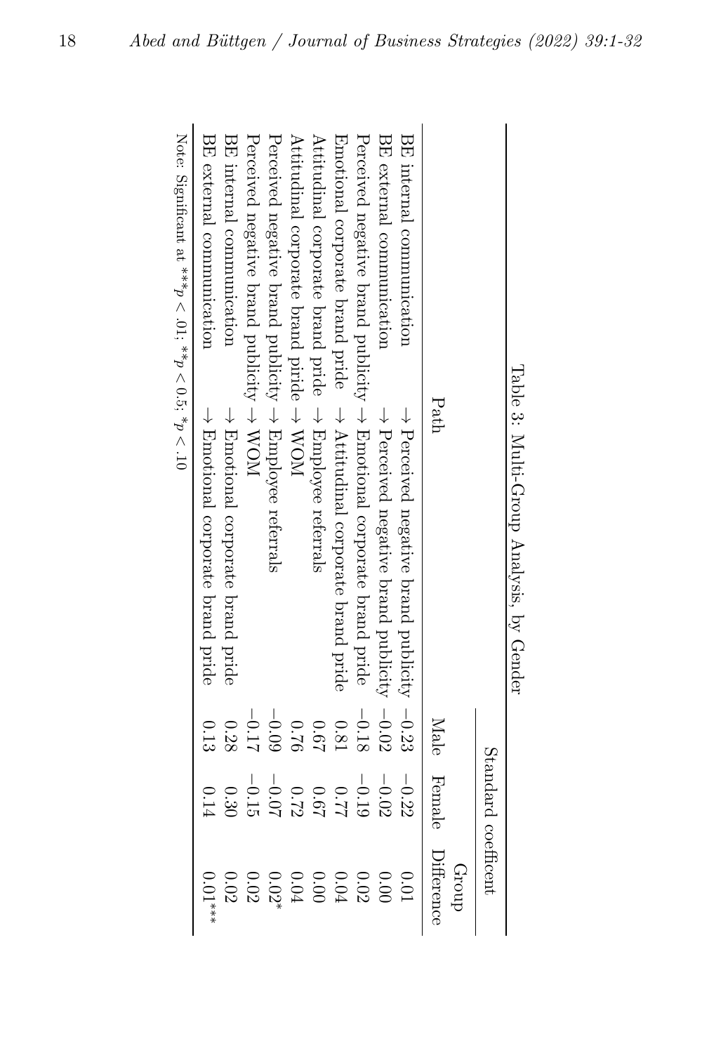Table 3: Multi-Group Analysis, by Gender

| Path | | Standard coefficent | | |
|---|---|---|---|---|
| | | Male | Female | Group Difference |
| BE internal communication | → Perceived negative brand publicity | −0.23 | −0.22 | 0.01 |
| BE external communication | → Perceived negative brand publicity | −0.02 | −0.02 | 0.00 |
| Perceived negative brand publicity | → Emotional corporate brand pride | −0.18 | −0.19 | 0.02 |
| Emotional corporate brand pride | → Attitudinal corporate brand pride | 0.81 | 0.77 | 0.04 |
| Attitudinal corporate brand pride | → Employee referrals | 0.67 | 0.67 | 0.00 |
| Attitudinal corporate brand pride | → WOM | 0.76 | 0.72 | 0.04 |
| Perceived negative brand publicity | → Employee referrals | −0.09 | −0.07 | 0.02* |
| Perceived negative brand publicity | → WOM | −0.17 | −0.15 | 0.02 |
| BE internal communication | → Emotional corporate brand pride | 0.28 | 0.30 | 0.02 |
| BE external communication | → Emotional corporate brand pride | 0.13 | 0.14 | 0.01*** |

Note: Significant at ***$p < .01$; **$p < 0.5$; *$p < .10$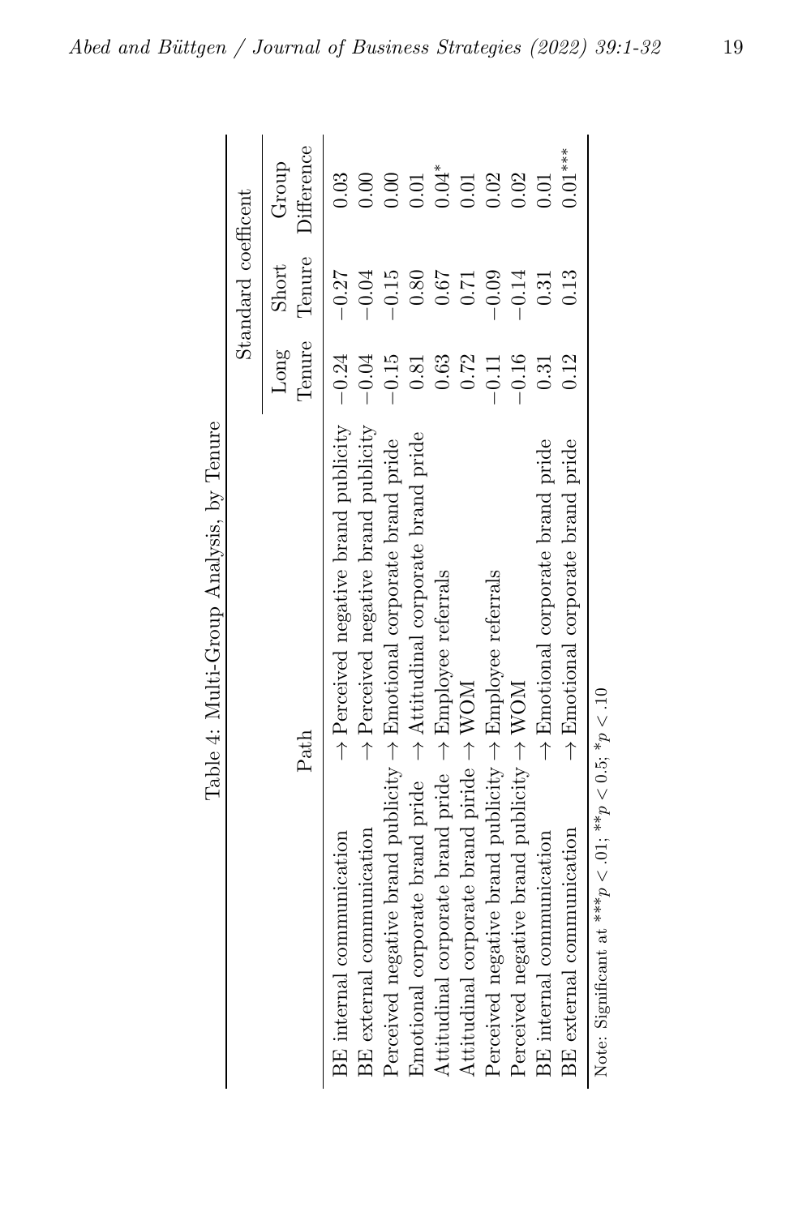Table 4: Multi-Group Analysis, by Tenure

| Path | | Standard coefficent | | |
|---|---|---|---|---|
| | | Long Tenure | Short Tenure | Group Difference |
| BE internal communication | → Perceived negative brand publicity | −0.24 | −0.27 | 0.03 |
| BE external communication | → Perceived negative brand publicity | −0.04 | −0.04 | 0.00 |
| Perceived negative brand publicity | → Emotional corporate brand pride | −0.15 | −0.15 | 0.00 |
| Emotional corporate brand pride | → Attitudinal corporate brand pride | 0.81 | 0.80 | 0.01 |
| Attitudinal corporate brand pride | → Employee referrals | 0.63 | 0.67 | 0.04* |
| Attitudinal corporate brand piride | → WOM | 0.72 | 0.71 | 0.01 |
| Perceived negative brand publicity | → Employee referrals | −0.11 | −0.09 | 0.02 |
| Perceived negative brand publicity | → WOM | −0.16 | −0.14 | 0.02 |
| BE internal communication | → Emotional corporate brand pride | 0.31 | 0.31 | 0.01 |
| BE external communication | → Emotional corporate brand pride | 0.12 | 0.13 | 0.01*** |

Note: Significant at ***$p < .01$; **$p < 0.5$; *$p < .10$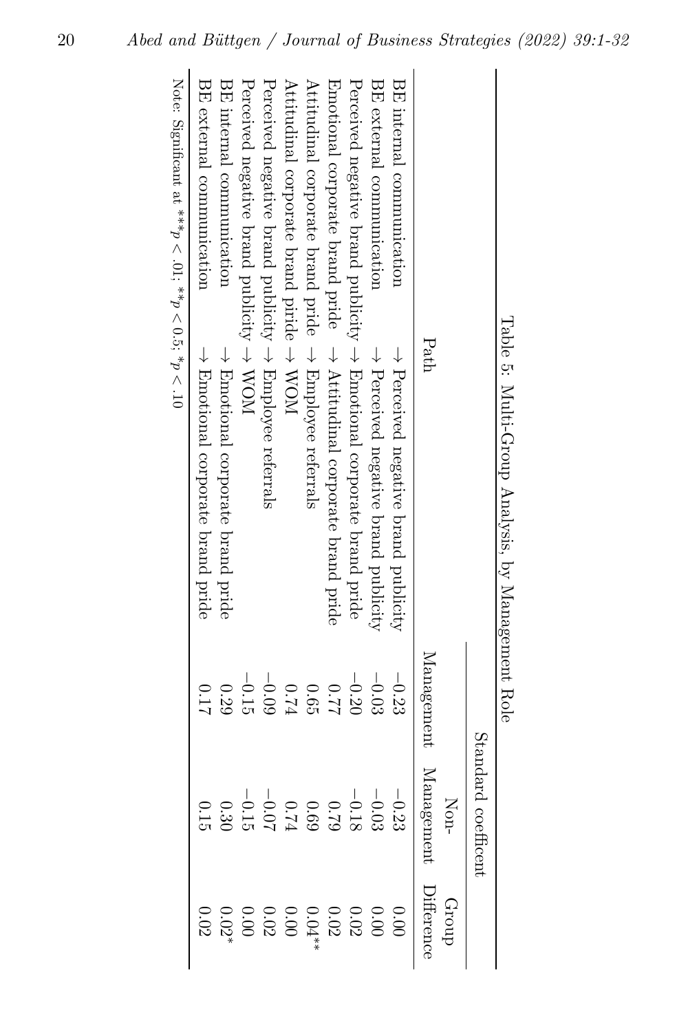Table 5: Multi-Group Analysis, by Management Role

| Path | Standard coefficent | | |
|---|---|---|---|
| | Management | Non-Management | Group Difference |
| BE internal communication → Perceived negative brand publicity | −0.23 | −0.23 | 0.00 |
| BE external communication → Perceived negative brand publicity | −0.03 | −0.03 | 0.00 |
| Perceived negative brand publicity → Emotional corporate brand pride | −0.20 | −0.18 | 0.02 |
| Emotional corporate brand pride → Attitudinal corporate brand pride | 0.77 | 0.79 | 0.02 |
| Attitudinal corporate brand pride → Employee referrals | 0.65 | 0.69 | 0.04** |
| Attitudinal corporate brand piride → WOM | 0.74 | 0.74 | 0.00 |
| Perceived negative brand publicity → Employee referrals | −0.09 | −0.07 | 0.02 |
| Perceived negative brand publicity → WOM | −0.15 | −0.15 | 0.00 |
| BE internal communication → Emotional corporate brand pride | 0.29 | 0.30 | 0.02* |
| BE external communication → Emotional corporate brand pride | 0.17 | 0.15 | 0.02 |

Note: Significant at ***$p < .01$; **$p < 0.5$; *$p < .10$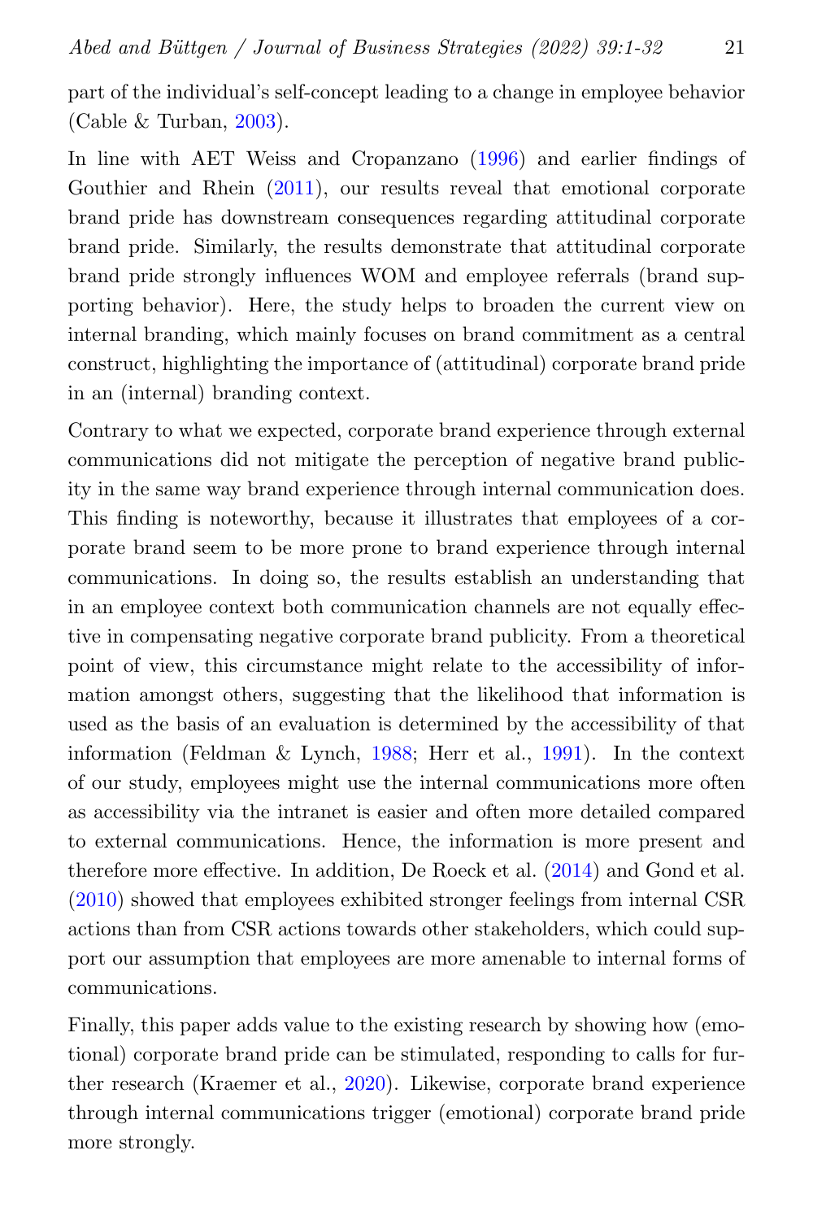part of the individual's self-concept leading to a change in employee behavior (Cable & Turban, 2003).

In line with AET Weiss and Cropanzano (1996) and earlier findings of Gouthier and Rhein (2011), our results reveal that emotional corporate brand pride has downstream consequences regarding attitudinal corporate brand pride. Similarly, the results demonstrate that attitudinal corporate brand pride strongly influences WOM and employee referrals (brand supporting behavior). Here, the study helps to broaden the current view on internal branding, which mainly focuses on brand commitment as a central construct, highlighting the importance of (attitudinal) corporate brand pride in an (internal) branding context.

Contrary to what we expected, corporate brand experience through external communications did not mitigate the perception of negative brand publicity in the same way brand experience through internal communication does. This finding is noteworthy, because it illustrates that employees of a corporate brand seem to be more prone to brand experience through internal communications. In doing so, the results establish an understanding that in an employee context both communication channels are not equally effective in compensating negative corporate brand publicity. From a theoretical point of view, this circumstance might relate to the accessibility of information amongst others, suggesting that the likelihood that information is used as the basis of an evaluation is determined by the accessibility of that information (Feldman & Lynch, 1988; Herr et al., 1991). In the context of our study, employees might use the internal communications more often as accessibility via the intranet is easier and often more detailed compared to external communications. Hence, the information is more present and therefore more effective. In addition, De Roeck et al. (2014) and Gond et al. (2010) showed that employees exhibited stronger feelings from internal CSR actions than from CSR actions towards other stakeholders, which could support our assumption that employees are more amenable to internal forms of communications.

Finally, this paper adds value to the existing research by showing how (emotional) corporate brand pride can be stimulated, responding to calls for further research (Kraemer et al., 2020). Likewise, corporate brand experience through internal communications trigger (emotional) corporate brand pride more strongly.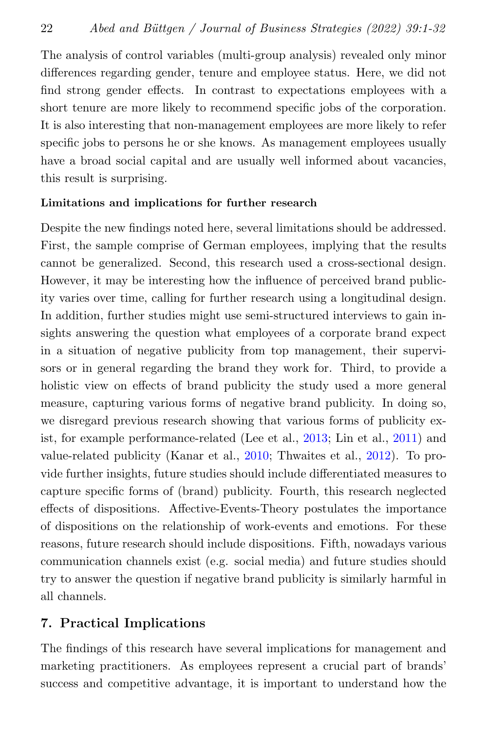The analysis of control variables (multi-group analysis) revealed only minor differences regarding gender, tenure and employee status. Here, we did not find strong gender effects. In contrast to expectations employees with a short tenure are more likely to recommend specific jobs of the corporation. It is also interesting that non-management employees are more likely to refer specific jobs to persons he or she knows. As management employees usually have a broad social capital and are usually well informed about vacancies, this result is surprising.

**Limitations and implications for further research**

Despite the new findings noted here, several limitations should be addressed. First, the sample comprise of German employees, implying that the results cannot be generalized. Second, this research used a cross-sectional design. However, it may be interesting how the influence of perceived brand publicity varies over time, calling for further research using a longitudinal design. In addition, further studies might use semi-structured interviews to gain insights answering the question what employees of a corporate brand expect in a situation of negative publicity from top management, their supervisors or in general regarding the brand they work for. Third, to provide a holistic view on effects of brand publicity the study used a more general measure, capturing various forms of negative brand publicity. In doing so, we disregard previous research showing that various forms of publicity exist, for example performance-related (Lee et al., 2013; Lin et al., 2011) and value-related publicity (Kanar et al., 2010; Thwaites et al., 2012). To provide further insights, future studies should include differentiated measures to capture specific forms of (brand) publicity. Fourth, this research neglected effects of dispositions. Affective-Events-Theory postulates the importance of dispositions on the relationship of work-events and emotions. For these reasons, future research should include dispositions. Fifth, nowadays various communication channels exist (e.g. social media) and future studies should try to answer the question if negative brand publicity is similarly harmful in all channels.

## 7. Practical Implications

The findings of this research have several implications for management and marketing practitioners. As employees represent a crucial part of brands' success and competitive advantage, it is important to understand how the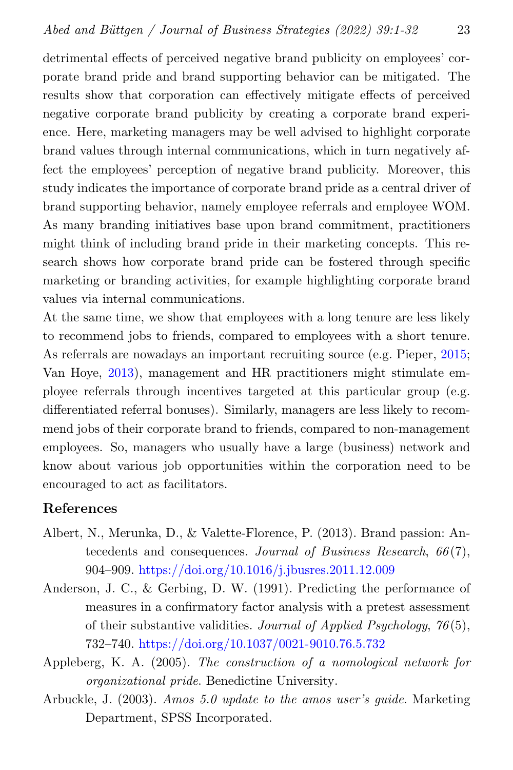detrimental effects of perceived negative brand publicity on employees' corporate brand pride and brand supporting behavior can be mitigated. The results show that corporation can effectively mitigate effects of perceived negative corporate brand publicity by creating a corporate brand experience. Here, marketing managers may be well advised to highlight corporate brand values through internal communications, which in turn negatively affect the employees' perception of negative brand publicity. Moreover, this study indicates the importance of corporate brand pride as a central driver of brand supporting behavior, namely employee referrals and employee WOM. As many branding initiatives base upon brand commitment, practitioners might think of including brand pride in their marketing concepts. This research shows how corporate brand pride can be fostered through specific marketing or branding activities, for example highlighting corporate brand values via internal communications.

At the same time, we show that employees with a long tenure are less likely to recommend jobs to friends, compared to employees with a short tenure. As referrals are nowadays an important recruiting source (e.g. Pieper, 2015; Van Hoye, 2013), management and HR practitioners might stimulate employee referrals through incentives targeted at this particular group (e.g. differentiated referral bonuses). Similarly, managers are less likely to recommend jobs of their corporate brand to friends, compared to non-management employees. So, managers who usually have a large (business) network and know about various job opportunities within the corporation need to be encouraged to act as facilitators.

## References

Albert, N., Merunka, D., & Valette-Florence, P. (2013). Brand passion: Antecedents and consequences. *Journal of Business Research*, *66*(7), 904–909. https://doi.org/10.1016/j.jbusres.2011.12.009

Anderson, J. C., & Gerbing, D. W. (1991). Predicting the performance of measures in a confirmatory factor analysis with a pretest assessment of their substantive validities. *Journal of Applied Psychology*, *76*(5), 732–740. https://doi.org/10.1037/0021-9010.76.5.732

Appleberg, K. A. (2005). *The construction of a nomological network for organizational pride*. Benedictine University.

Arbuckle, J. (2003). *Amos 5.0 update to the amos user's guide*. Marketing Department, SPSS Incorporated.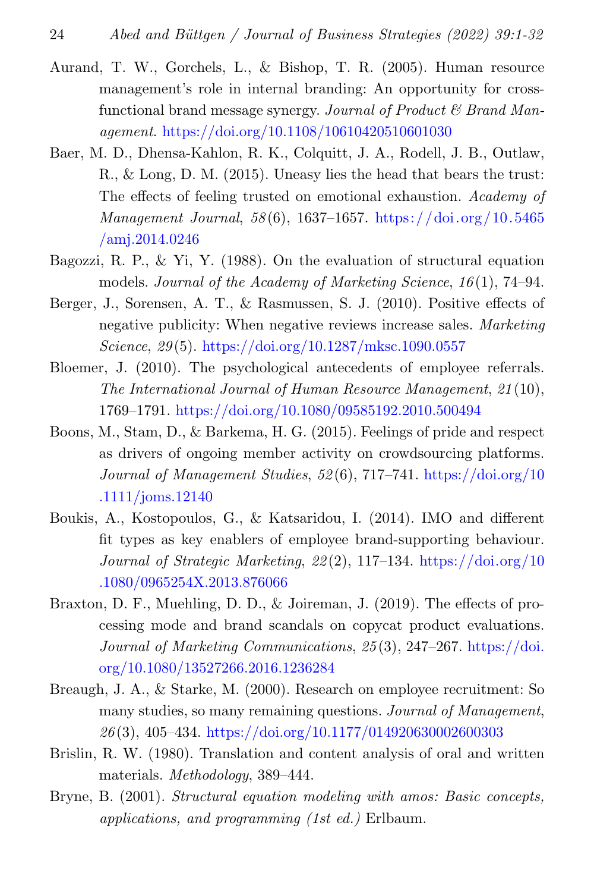Aurand, T. W., Gorchels, L., & Bishop, T. R. (2005). Human resource management's role in internal branding: An opportunity for cross-functional brand message synergy. *Journal of Product & Brand Management*. https://doi.org/10.1108/10610420510601030

Baer, M. D., Dhensa-Kahlon, R. K., Colquitt, J. A., Rodell, J. B., Outlaw, R., & Long, D. M. (2015). Uneasy lies the head that bears the trust: The effects of feeling trusted on emotional exhaustion. *Academy of Management Journal*, *58*(6), 1637–1657. https://doi.org/10.5465/amj.2014.0246

Bagozzi, R. P., & Yi, Y. (1988). On the evaluation of structural equation models. *Journal of the Academy of Marketing Science*, *16*(1), 74–94.

Berger, J., Sorensen, A. T., & Rasmussen, S. J. (2010). Positive effects of negative publicity: When negative reviews increase sales. *Marketing Science*, *29*(5). https://doi.org/10.1287/mksc.1090.0557

Bloemer, J. (2010). The psychological antecedents of employee referrals. *The International Journal of Human Resource Management*, *21*(10), 1769–1791. https://doi.org/10.1080/09585192.2010.500494

Boons, M., Stam, D., & Barkema, H. G. (2015). Feelings of pride and respect as drivers of ongoing member activity on crowdsourcing platforms. *Journal of Management Studies*, *52*(6), 717–741. https://doi.org/10.1111/joms.12140

Boukis, A., Kostopoulos, G., & Katsaridou, I. (2014). IMO and different fit types as key enablers of employee brand-supporting behaviour. *Journal of Strategic Marketing*, *22*(2), 117–134. https://doi.org/10.1080/0965254X.2013.876066

Braxton, D. F., Muehling, D. D., & Joireman, J. (2019). The effects of processing mode and brand scandals on copycat product evaluations. *Journal of Marketing Communications*, *25*(3), 247–267. https://doi.org/10.1080/13527266.2016.1236284

Breaugh, J. A., & Starke, M. (2000). Research on employee recruitment: So many studies, so many remaining questions. *Journal of Management*, *26*(3), 405–434. https://doi.org/10.1177/014920630002600303

Brislin, R. W. (1980). Translation and content analysis of oral and written materials. *Methodology*, 389–444.

Bryne, B. (2001). *Structural equation modeling with amos: Basic concepts, applications, and programming (1st ed.)* Erlbaum.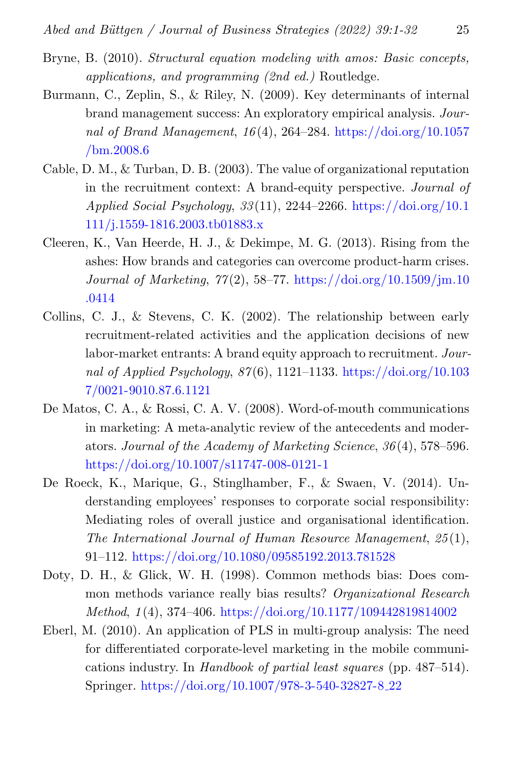Bryne, B. (2010). *Structural equation modeling with amos: Basic concepts, applications, and programming (2nd ed.)* Routledge.

Burmann, C., Zeplin, S., & Riley, N. (2009). Key determinants of internal brand management success: An exploratory empirical analysis. *Journal of Brand Management*, *16*(4), 264–284. https://doi.org/10.1057/bm.2008.6

Cable, D. M., & Turban, D. B. (2003). The value of organizational reputation in the recruitment context: A brand-equity perspective. *Journal of Applied Social Psychology*, *33*(11), 2244–2266. https://doi.org/10.1111/j.1559-1816.2003.tb01883.x

Cleeren, K., Van Heerde, H. J., & Dekimpe, M. G. (2013). Rising from the ashes: How brands and categories can overcome product-harm crises. *Journal of Marketing*, *77*(2), 58–77. https://doi.org/10.1509/jm.10.0414

Collins, C. J., & Stevens, C. K. (2002). The relationship between early recruitment-related activities and the application decisions of new labor-market entrants: A brand equity approach to recruitment. *Journal of Applied Psychology*, *87*(6), 1121–1133. https://doi.org/10.1037/0021-9010.87.6.1121

De Matos, C. A., & Rossi, C. A. V. (2008). Word-of-mouth communications in marketing: A meta-analytic review of the antecedents and moderators. *Journal of the Academy of Marketing Science*, *36*(4), 578–596. https://doi.org/10.1007/s11747-008-0121-1

De Roeck, K., Marique, G., Stinglhamber, F., & Swaen, V. (2014). Understanding employees' responses to corporate social responsibility: Mediating roles of overall justice and organisational identification. *The International Journal of Human Resource Management*, *25*(1), 91–112. https://doi.org/10.1080/09585192.2013.781528

Doty, D. H., & Glick, W. H. (1998). Common methods bias: Does common methods variance really bias results? *Organizational Research Method*, *1*(4), 374–406. https://doi.org/10.1177/109442819814002

Eberl, M. (2010). An application of PLS in multi-group analysis: The need for differentiated corporate-level marketing in the mobile communications industry. In *Handbook of partial least squares* (pp. 487–514). Springer. https://doi.org/10.1007/978-3-540-32827-8_22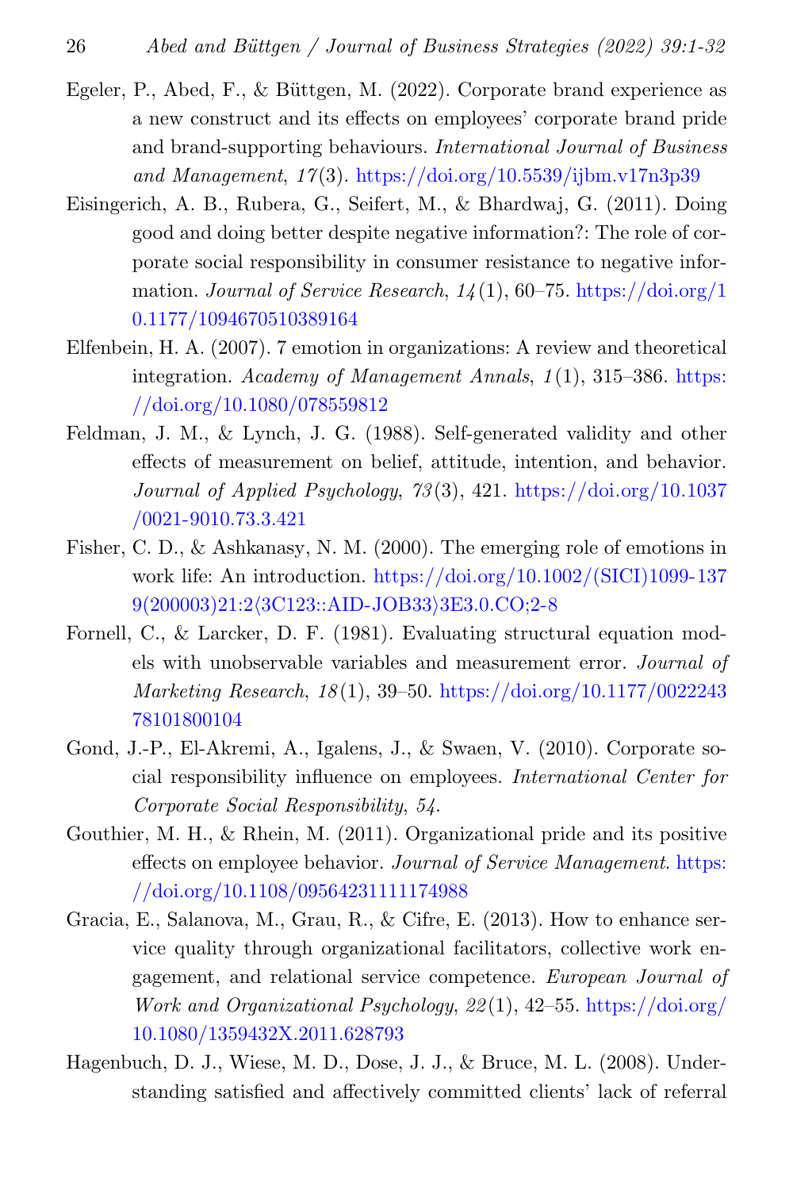Egeler, P., Abed, F., & Büttgen, M. (2022). Corporate brand experience as a new construct and its effects on employees' corporate brand pride and brand-supporting behaviours. *International Journal of Business and Management*, *17*(3). https://doi.org/10.5539/ijbm.v17n3p39

Eisingerich, A. B., Rubera, G., Seifert, M., & Bhardwaj, G. (2011). Doing good and doing better despite negative information?: The role of corporate social responsibility in consumer resistance to negative information. *Journal of Service Research*, *14*(1), 60–75. https://doi.org/10.1177/1094670510389164

Elfenbein, H. A. (2007). 7 emotion in organizations: A review and theoretical integration. *Academy of Management Annals*, *1*(1), 315–386. https://doi.org/10.1080/078559812

Feldman, J. M., & Lynch, J. G. (1988). Self-generated validity and other effects of measurement on belief, attitude, intention, and behavior. *Journal of Applied Psychology*, *73*(3), 421. https://doi.org/10.1037/0021-9010.73.3.421

Fisher, C. D., & Ashkanasy, N. M. (2000). The emerging role of emotions in work life: An introduction. https://doi.org/10.1002/(SICI)1099-1379(200003)21:2⟨3C123::AID-JOB33⟩3E3.0.CO;2-8

Fornell, C., & Larcker, D. F. (1981). Evaluating structural equation models with unobservable variables and measurement error. *Journal of Marketing Research*, *18*(1), 39–50. https://doi.org/10.1177/002224378101800104

Gond, J.-P., El-Akremi, A., Igalens, J., & Swaen, V. (2010). Corporate social responsibility influence on employees. *International Center for Corporate Social Responsibility*, *54*.

Gouthier, M. H., & Rhein, M. (2011). Organizational pride and its positive effects on employee behavior. *Journal of Service Management*. https://doi.org/10.1108/09564231111174988

Gracia, E., Salanova, M., Grau, R., & Cifre, E. (2013). How to enhance service quality through organizational facilitators, collective work engagement, and relational service competence. *European Journal of Work and Organizational Psychology*, *22*(1), 42–55. https://doi.org/10.1080/1359432X.2011.628793

Hagenbuch, D. J., Wiese, M. D., Dose, J. J., & Bruce, M. L. (2008). Understanding satisfied and affectively committed clients' lack of referral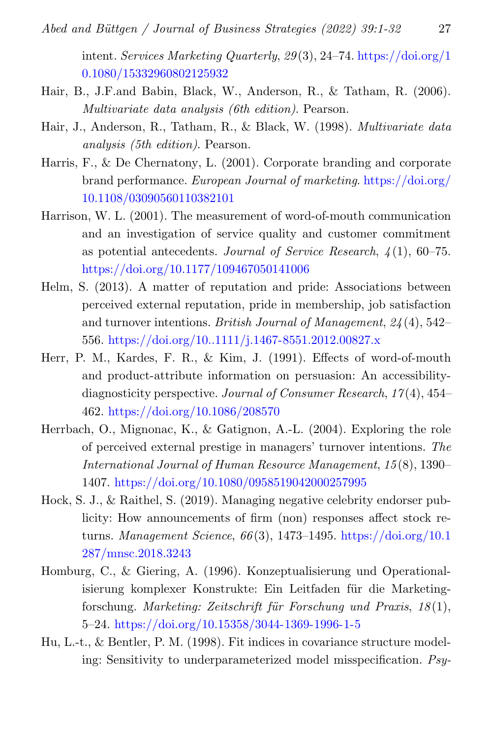intent. *Services Marketing Quarterly*, *29*(3), 24–74. https://doi.org/10.1080/15332960802125932

Hair, B., J.F.and Babin, Black, W., Anderson, R., & Tatham, R. (2006). *Multivariate data analysis (6th edition)*. Pearson.

Hair, J., Anderson, R., Tatham, R., & Black, W. (1998). *Multivariate data analysis (5th edition)*. Pearson.

Harris, F., & De Chernatony, L. (2001). Corporate branding and corporate brand performance. *European Journal of marketing*. https://doi.org/10.1108/03090560110382101

Harrison, W. L. (2001). The measurement of word-of-mouth communication and an investigation of service quality and customer commitment as potential antecedents. *Journal of Service Research*, *4*(1), 60–75. https://doi.org/10.1177/109467050141006

Helm, S. (2013). A matter of reputation and pride: Associations between perceived external reputation, pride in membership, job satisfaction and turnover intentions. *British Journal of Management*, *24*(4), 542–556. https://doi.org/10..1111/j.1467-8551.2012.00827.x

Herr, P. M., Kardes, F. R., & Kim, J. (1991). Effects of word-of-mouth and product-attribute information on persuasion: An accessibility-diagnosticity perspective. *Journal of Consumer Research*, *17*(4), 454–462. https://doi.org/10.1086/208570

Herrbach, O., Mignonac, K., & Gatignon, A.-L. (2004). Exploring the role of perceived external prestige in managers' turnover intentions. *The International Journal of Human Resource Management*, *15*(8), 1390–1407. https://doi.org/10.1080/0958519042000257995

Hock, S. J., & Raithel, S. (2019). Managing negative celebrity endorser publicity: How announcements of firm (non) responses affect stock returns. *Management Science*, *66*(3), 1473–1495. https://doi.org/10.1287/mnsc.2018.3243

Homburg, C., & Giering, A. (1996). Konzeptualisierung und Operationalisierung komplexer Konstrukte: Ein Leitfaden für die Marketingforschung. *Marketing: Zeitschrift für Forschung und Praxis*, *18*(1), 5–24. https://doi.org/10.15358/3044-1369-1996-1-5

Hu, L.-t., & Bentler, P. M. (1998). Fit indices in covariance structure modeling: Sensitivity to underparameterized model misspecification. *Psy-*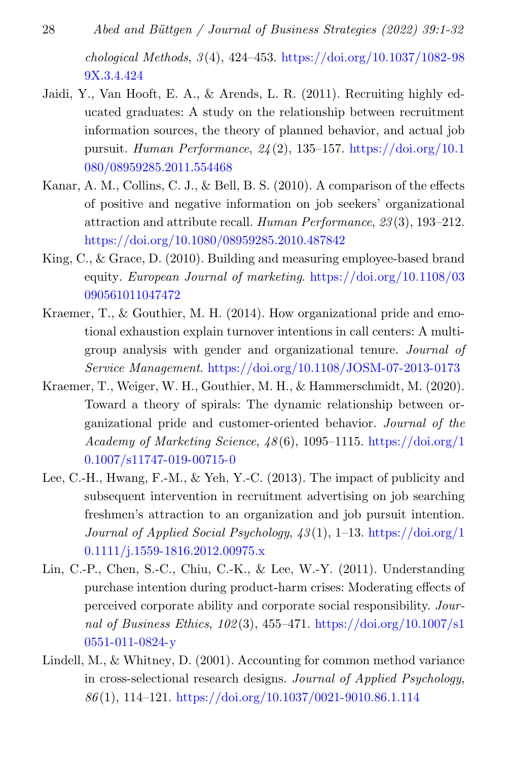*chological Methods*, *3*(4), 424–453. https://doi.org/10.1037/1082-989X.3.4.424

Jaidi, Y., Van Hooft, E. A., & Arends, L. R. (2011). Recruiting highly educated graduates: A study on the relationship between recruitment information sources, the theory of planned behavior, and actual job pursuit. *Human Performance*, *24*(2), 135–157. https://doi.org/10.1080/08959285.2011.554468

Kanar, A. M., Collins, C. J., & Bell, B. S. (2010). A comparison of the effects of positive and negative information on job seekers' organizational attraction and attribute recall. *Human Performance*, *23*(3), 193–212. https://doi.org/10.1080/08959285.2010.487842

King, C., & Grace, D. (2010). Building and measuring employee-based brand equity. *European Journal of marketing*. https://doi.org/10.1108/03090561011047472

Kraemer, T., & Gouthier, M. H. (2014). How organizational pride and emotional exhaustion explain turnover intentions in call centers: A multi-group analysis with gender and organizational tenure. *Journal of Service Management*. https://doi.org/10.1108/JOSM-07-2013-0173

Kraemer, T., Weiger, W. H., Gouthier, M. H., & Hammerschmidt, M. (2020). Toward a theory of spirals: The dynamic relationship between organizational pride and customer-oriented behavior. *Journal of the Academy of Marketing Science*, *48*(6), 1095–1115. https://doi.org/10.1007/s11747-019-00715-0

Lee, C.-H., Hwang, F.-M., & Yeh, Y.-C. (2013). The impact of publicity and subsequent intervention in recruitment advertising on job searching freshmen's attraction to an organization and job pursuit intention. *Journal of Applied Social Psychology*, *43*(1), 1–13. https://doi.org/10.1111/j.1559-1816.2012.00975.x

Lin, C.-P., Chen, S.-C., Chiu, C.-K., & Lee, W.-Y. (2011). Understanding purchase intention during product-harm crises: Moderating effects of perceived corporate ability and corporate social responsibility. *Journal of Business Ethics*, *102*(3), 455–471. https://doi.org/10.1007/s10551-011-0824-y

Lindell, M., & Whitney, D. (2001). Accounting for common method variance in cross-selectional research designs. *Journal of Applied Psychology*, *86*(1), 114–121. https://doi.org/10.1037/0021-9010.86.1.114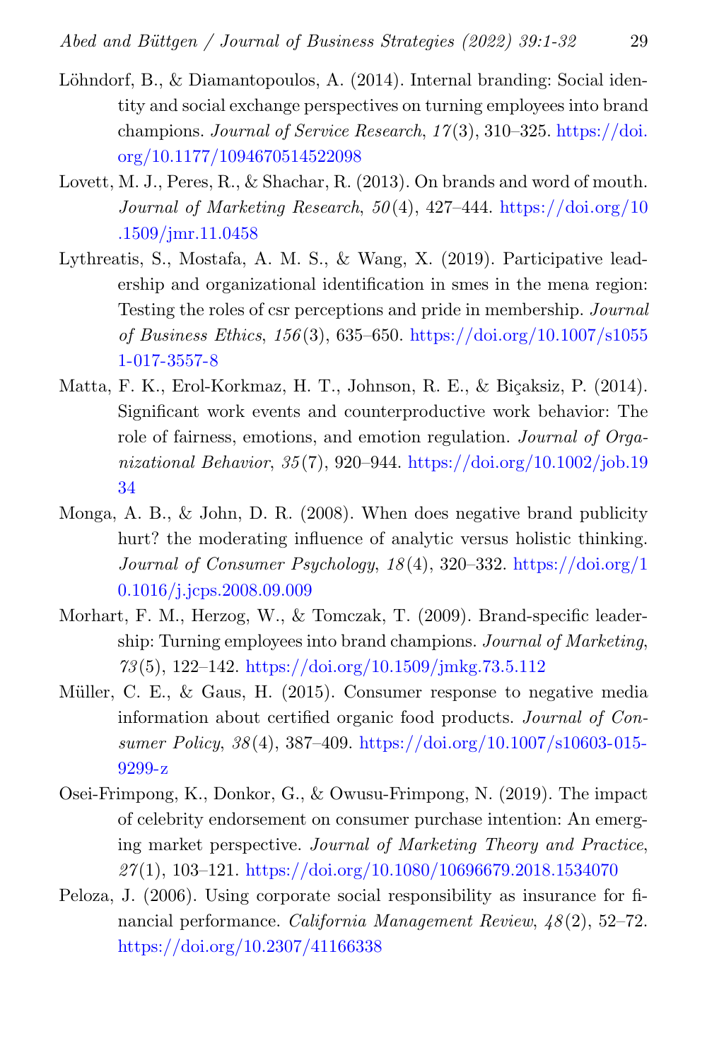Löhndorf, B., & Diamantopoulos, A. (2014). Internal branding: Social identity and social exchange perspectives on turning employees into brand champions. *Journal of Service Research*, *17*(3), 310–325. https://doi.org/10.1177/1094670514522098

Lovett, M. J., Peres, R., & Shachar, R. (2013). On brands and word of mouth. *Journal of Marketing Research*, *50*(4), 427–444. https://doi.org/10.1509/jmr.11.0458

Lythreatis, S., Mostafa, A. M. S., & Wang, X. (2019). Participative leadership and organizational identification in smes in the mena region: Testing the roles of csr perceptions and pride in membership. *Journal of Business Ethics*, *156*(3), 635–650. https://doi.org/10.1007/s10551-017-3557-8

Matta, F. K., Erol-Korkmaz, H. T., Johnson, R. E., & Biçaksiz, P. (2014). Significant work events and counterproductive work behavior: The role of fairness, emotions, and emotion regulation. *Journal of Organizational Behavior*, *35*(7), 920–944. https://doi.org/10.1002/job.1934

Monga, A. B., & John, D. R. (2008). When does negative brand publicity hurt? the moderating influence of analytic versus holistic thinking. *Journal of Consumer Psychology*, *18*(4), 320–332. https://doi.org/10.1016/j.jcps.2008.09.009

Morhart, F. M., Herzog, W., & Tomczak, T. (2009). Brand-specific leadership: Turning employees into brand champions. *Journal of Marketing*, *73*(5), 122–142. https://doi.org/10.1509/jmkg.73.5.112

Müller, C. E., & Gaus, H. (2015). Consumer response to negative media information about certified organic food products. *Journal of Consumer Policy*, *38*(4), 387–409. https://doi.org/10.1007/s10603-015-9299-z

Osei-Frimpong, K., Donkor, G., & Owusu-Frimpong, N. (2019). The impact of celebrity endorsement on consumer purchase intention: An emerging market perspective. *Journal of Marketing Theory and Practice*, *27*(1), 103–121. https://doi.org/10.1080/10696679.2018.1534070

Peloza, J. (2006). Using corporate social responsibility as insurance for financial performance. *California Management Review*, *48*(2), 52–72. https://doi.org/10.2307/41166338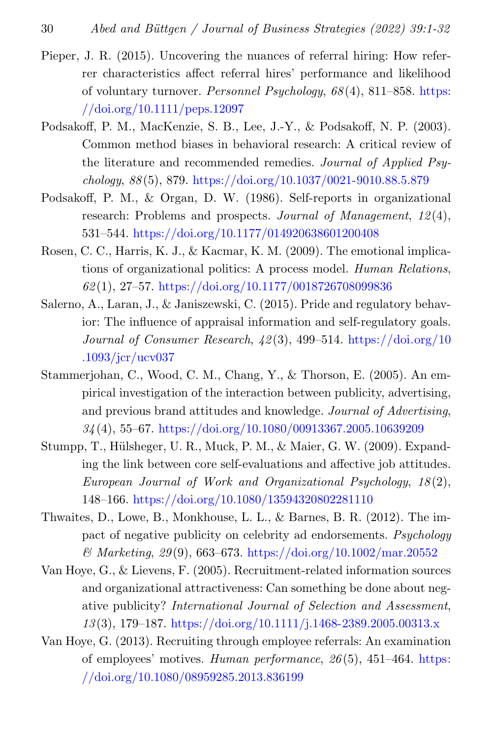Pieper, J. R. (2015). Uncovering the nuances of referral hiring: How referrer characteristics affect referral hires' performance and likelihood of voluntary turnover. *Personnel Psychology*, *68*(4), 811–858. https://doi.org/10.1111/peps.12097

Podsakoff, P. M., MacKenzie, S. B., Lee, J.-Y., & Podsakoff, N. P. (2003). Common method biases in behavioral research: A critical review of the literature and recommended remedies. *Journal of Applied Psychology*, *88*(5), 879. https://doi.org/10.1037/0021-9010.88.5.879

Podsakoff, P. M., & Organ, D. W. (1986). Self-reports in organizational research: Problems and prospects. *Journal of Management*, *12*(4), 531–544. https://doi.org/10.1177/014920638601200408

Rosen, C. C., Harris, K. J., & Kacmar, K. M. (2009). The emotional implications of organizational politics: A process model. *Human Relations*, *62*(1), 27–57. https://doi.org/10.1177/0018726708099836

Salerno, A., Laran, J., & Janiszewski, C. (2015). Pride and regulatory behavior: The influence of appraisal information and self-regulatory goals. *Journal of Consumer Research*, *42*(3), 499–514. https://doi.org/10.1093/jcr/ucv037

Stammerjohan, C., Wood, C. M., Chang, Y., & Thorson, E. (2005). An empirical investigation of the interaction between publicity, advertising, and previous brand attitudes and knowledge. *Journal of Advertising*, *34*(4), 55–67. https://doi.org/10.1080/00913367.2005.10639209

Stumpp, T., Hülsheger, U. R., Muck, P. M., & Maier, G. W. (2009). Expanding the link between core self-evaluations and affective job attitudes. *European Journal of Work and Organizational Psychology*, *18*(2), 148–166. https://doi.org/10.1080/13594320802281110

Thwaites, D., Lowe, B., Monkhouse, L. L., & Barnes, B. R. (2012). The impact of negative publicity on celebrity ad endorsements. *Psychology & Marketing*, *29*(9), 663–673. https://doi.org/10.1002/mar.20552

Van Hoye, G., & Lievens, F. (2005). Recruitment-related information sources and organizational attractiveness: Can something be done about negative publicity? *International Journal of Selection and Assessment*, *13*(3), 179–187. https://doi.org/10.1111/j.1468-2389.2005.00313.x

Van Hoye, G. (2013). Recruiting through employee referrals: An examination of employees' motives. *Human performance*, *26*(5), 451–464. https://doi.org/10.1080/08959285.2013.836199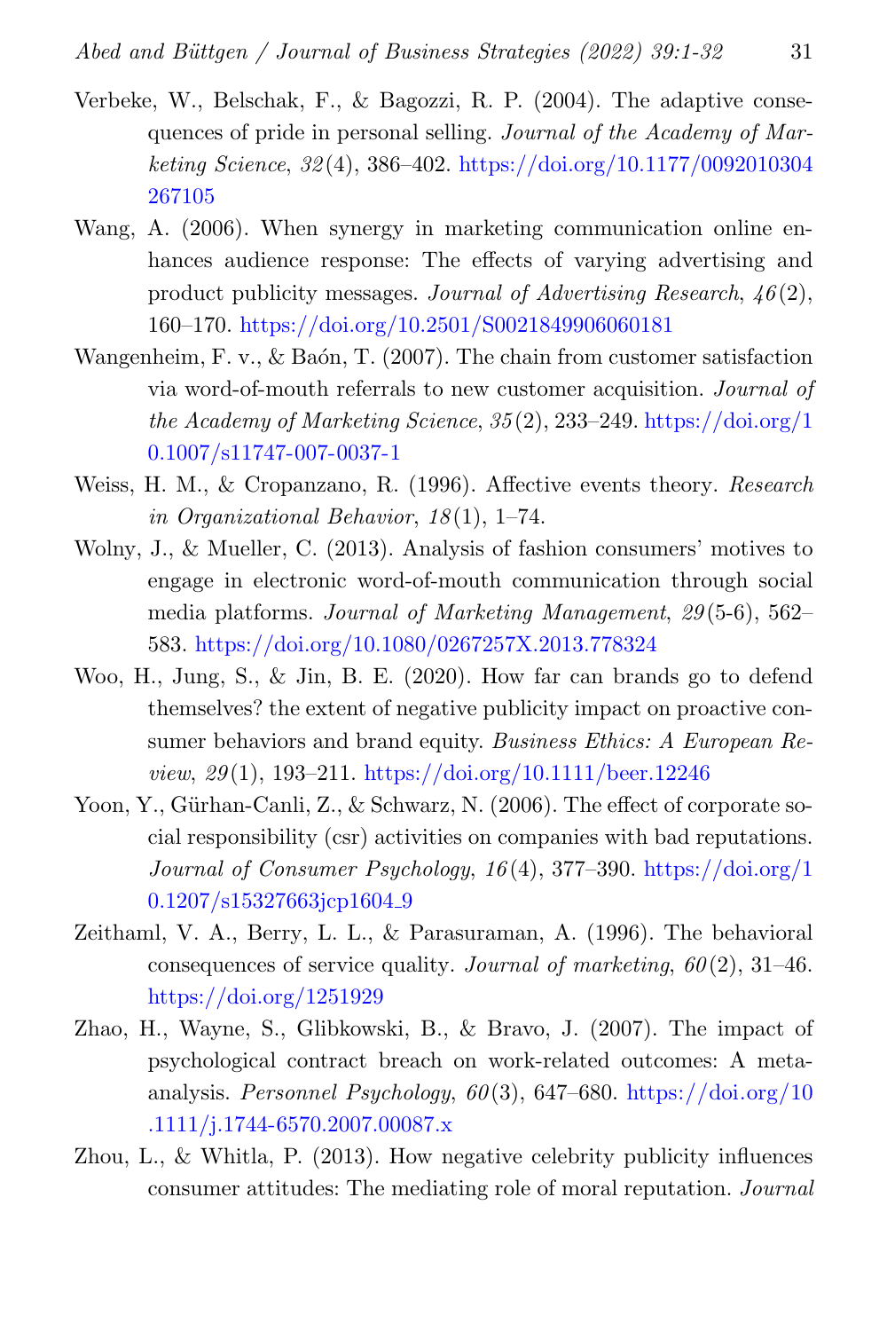Verbeke, W., Belschak, F., & Bagozzi, R. P. (2004). The adaptive consequences of pride in personal selling. *Journal of the Academy of Marketing Science*, *32*(4), 386–402. https://doi.org/10.1177/0092010304267105

Wang, A. (2006). When synergy in marketing communication online enhances audience response: The effects of varying advertising and product publicity messages. *Journal of Advertising Research*, *46*(2), 160–170. https://doi.org/10.2501/S0021849906060181

Wangenheim, F. v., & Baón, T. (2007). The chain from customer satisfaction via word-of-mouth referrals to new customer acquisition. *Journal of the Academy of Marketing Science*, *35*(2), 233–249. https://doi.org/10.1007/s11747-007-0037-1

Weiss, H. M., & Cropanzano, R. (1996). Affective events theory. *Research in Organizational Behavior*, *18*(1), 1–74.

Wolny, J., & Mueller, C. (2013). Analysis of fashion consumers' motives to engage in electronic word-of-mouth communication through social media platforms. *Journal of Marketing Management*, *29*(5-6), 562–583. https://doi.org/10.1080/0267257X.2013.778324

Woo, H., Jung, S., & Jin, B. E. (2020). How far can brands go to defend themselves? the extent of negative publicity impact on proactive consumer behaviors and brand equity. *Business Ethics: A European Review*, *29*(1), 193–211. https://doi.org/10.1111/beer.12246

Yoon, Y., Gürhan-Canli, Z., & Schwarz, N. (2006). The effect of corporate social responsibility (csr) activities on companies with bad reputations. *Journal of Consumer Psychology*, *16*(4), 377–390. https://doi.org/10.1207/s15327663jcp1604_9

Zeithaml, V. A., Berry, L. L., & Parasuraman, A. (1996). The behavioral consequences of service quality. *Journal of marketing*, *60*(2), 31–46. https://doi.org/1251929

Zhao, H., Wayne, S., Glibkowski, B., & Bravo, J. (2007). The impact of psychological contract breach on work-related outcomes: A meta-analysis. *Personnel Psychology*, *60*(3), 647–680. https://doi.org/10.1111/j.1744-6570.2007.00087.x

Zhou, L., & Whitla, P. (2013). How negative celebrity publicity influences consumer attitudes: The mediating role of moral reputation. *Journal*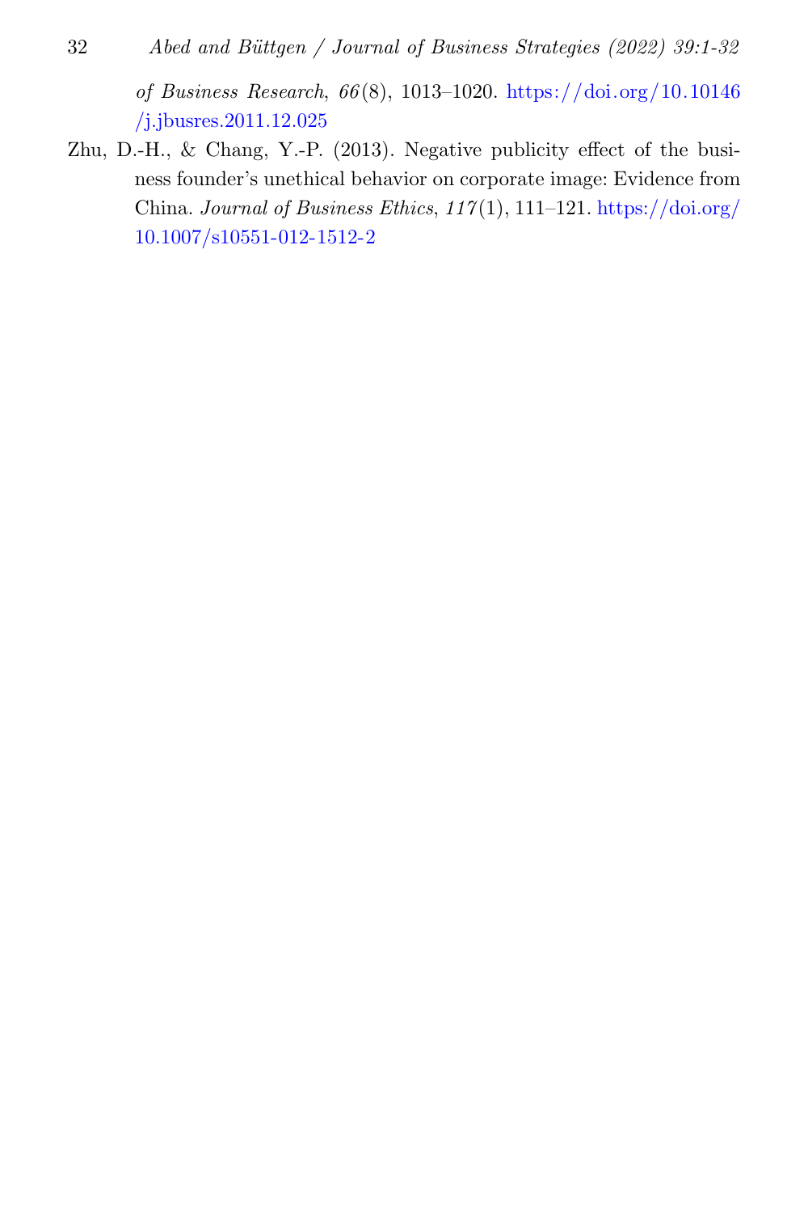*of Business Research*, *66*(8), 1013–1020. https://doi.org/10.10146/j.jbusres.2011.12.025

Zhu, D.-H., & Chang, Y.-P. (2013). Negative publicity effect of the business founder's unethical behavior on corporate image: Evidence from China. *Journal of Business Ethics*, *117*(1), 111–121. https://doi.org/10.1007/s10551-012-1512-2